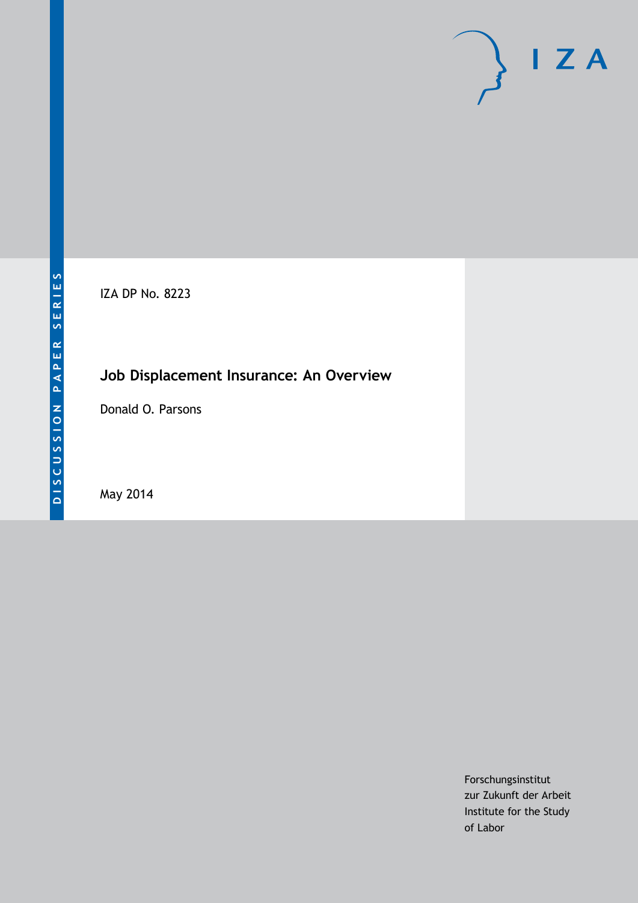DISCUSSION PAPER SERIES

IZA DP No. 8223

# Job Displacement Insurance: An Overview

Donald O. Parsons

May 2014

Forschungsinstitut
zur Zukunft der Arbeit
Institute for the Study
of Labor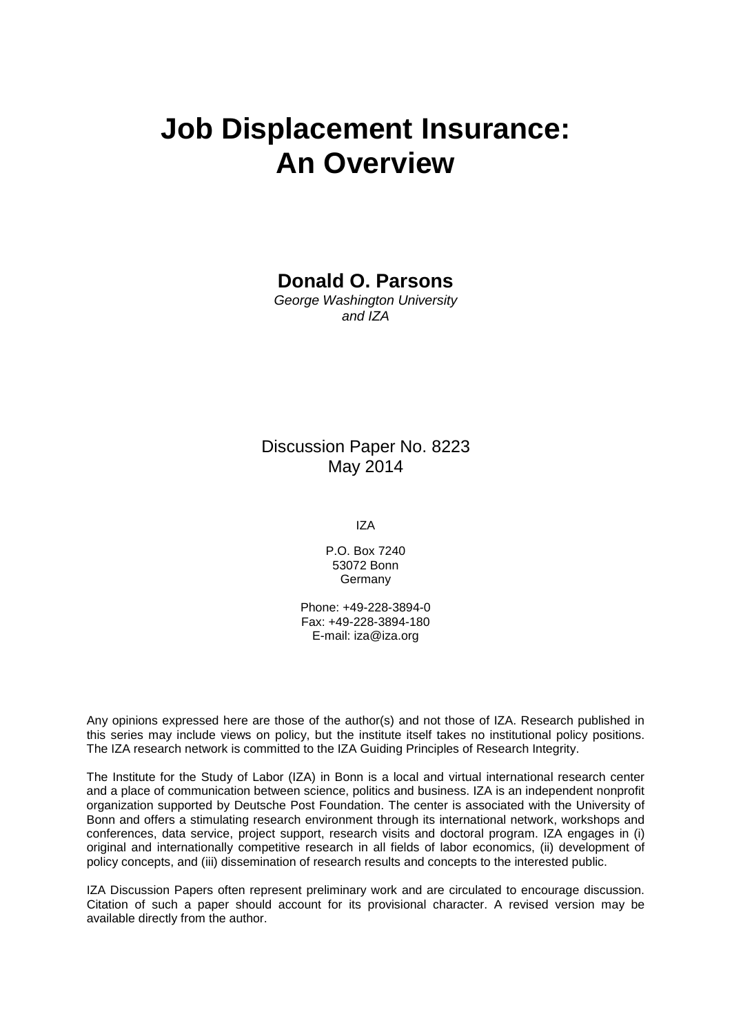# Job Displacement Insurance: An Overview

**Donald O. Parsons**

*George Washington University and IZA*

Discussion Paper No. 8223
May 2014

IZA

P.O. Box 7240
53072 Bonn
Germany

Phone: +49-228-3894-0
Fax: +49-228-3894-180
E-mail: iza@iza.org

Any opinions expressed here are those of the author(s) and not those of IZA. Research published in this series may include views on policy, but the institute itself takes no institutional policy positions. The IZA research network is committed to the IZA Guiding Principles of Research Integrity.

The Institute for the Study of Labor (IZA) in Bonn is a local and virtual international research center and a place of communication between science, politics and business. IZA is an independent nonprofit organization supported by Deutsche Post Foundation. The center is associated with the University of Bonn and offers a stimulating research environment through its international network, workshops and conferences, data service, project support, research visits and doctoral program. IZA engages in (i) original and internationally competitive research in all fields of labor economics, (ii) development of policy concepts, and (iii) dissemination of research results and concepts to the interested public.

IZA Discussion Papers often represent preliminary work and are circulated to encourage discussion. Citation of such a paper should account for its provisional character. A revised version may be available directly from the author.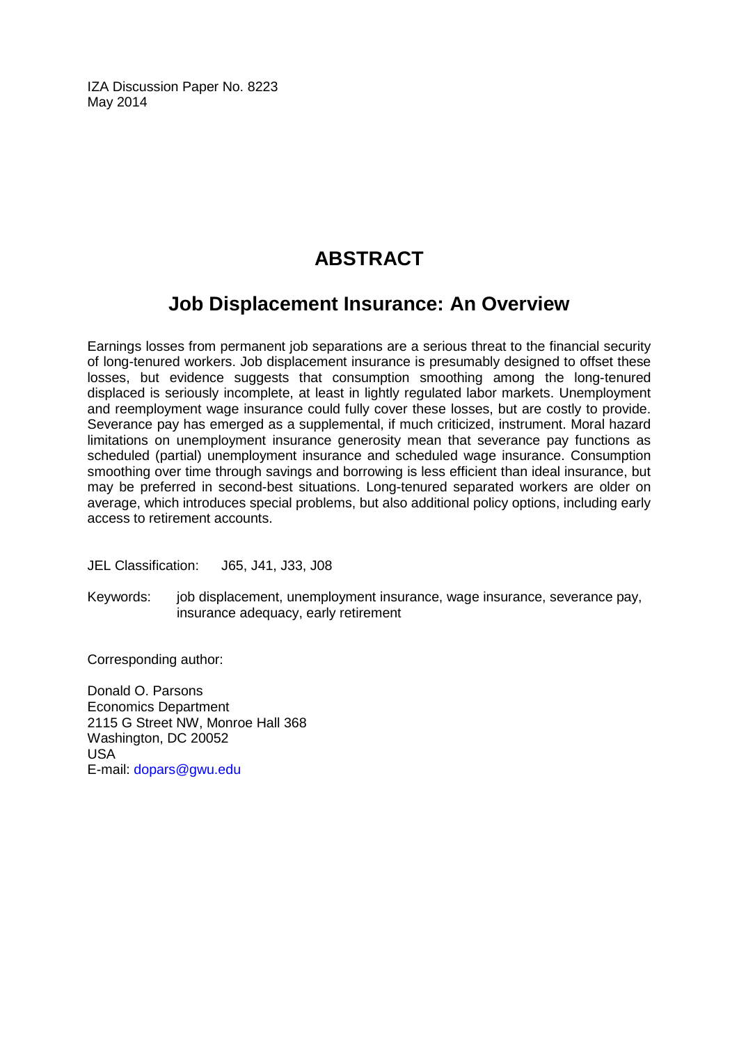IZA Discussion Paper No. 8223
May 2014

# ABSTRACT

## Job Displacement Insurance: An Overview

Earnings losses from permanent job separations are a serious threat to the financial security of long-tenured workers. Job displacement insurance is presumably designed to offset these losses, but evidence suggests that consumption smoothing among the long-tenured displaced is seriously incomplete, at least in lightly regulated labor markets. Unemployment and reemployment wage insurance could fully cover these losses, but are costly to provide. Severance pay has emerged as a supplemental, if much criticized, instrument. Moral hazard limitations on unemployment insurance generosity mean that severance pay functions as scheduled (partial) unemployment insurance and scheduled wage insurance. Consumption smoothing over time through savings and borrowing is less efficient than ideal insurance, but may be preferred in second-best situations. Long-tenured separated workers are older on average, which introduces special problems, but also additional policy options, including early access to retirement accounts.

JEL Classification: J65, J41, J33, J08

Keywords: job displacement, unemployment insurance, wage insurance, severance pay, insurance adequacy, early retirement

Corresponding author:

Donald O. Parsons
Economics Department
2115 G Street NW, Monroe Hall 368
Washington, DC 20052
USA
E-mail: dopars@gwu.edu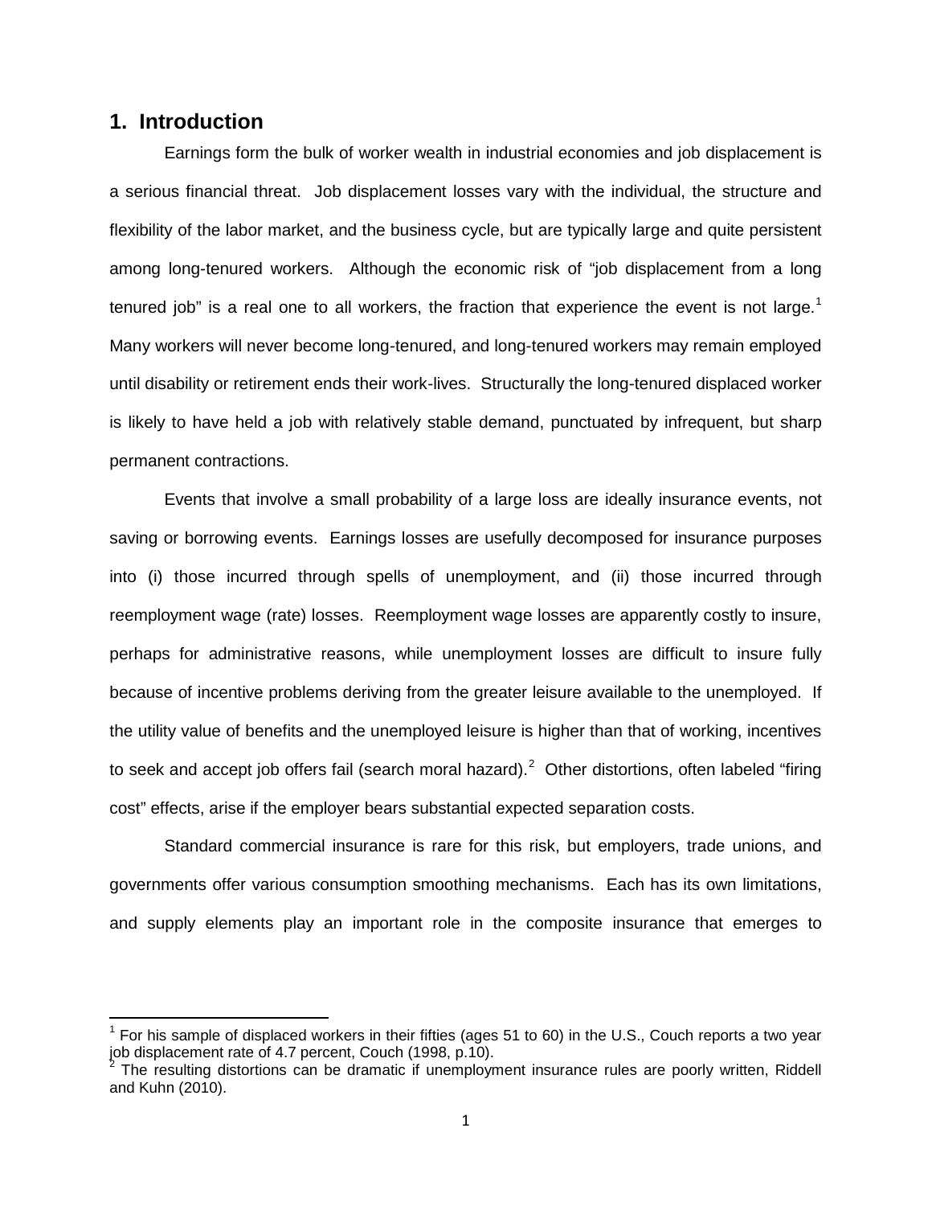## 1. Introduction

Earnings form the bulk of worker wealth in industrial economies and job displacement is a serious financial threat. Job displacement losses vary with the individual, the structure and flexibility of the labor market, and the business cycle, but are typically large and quite persistent among long-tenured workers. Although the economic risk of "job displacement from a long tenured job" is a real one to all workers, the fraction that experience the event is not large.[1] Many workers will never become long-tenured, and long-tenured workers may remain employed until disability or retirement ends their work-lives. Structurally the long-tenured displaced worker is likely to have held a job with relatively stable demand, punctuated by infrequent, but sharp permanent contractions.

Events that involve a small probability of a large loss are ideally insurance events, not saving or borrowing events. Earnings losses are usefully decomposed for insurance purposes into (i) those incurred through spells of unemployment, and (ii) those incurred through reemployment wage (rate) losses. Reemployment wage losses are apparently costly to insure, perhaps for administrative reasons, while unemployment losses are difficult to insure fully because of incentive problems deriving from the greater leisure available to the unemployed. If the utility value of benefits and the unemployed leisure is higher than that of working, incentives to seek and accept job offers fail (search moral hazard).[2] Other distortions, often labeled "firing cost" effects, arise if the employer bears substantial expected separation costs.

Standard commercial insurance is rare for this risk, but employers, trade unions, and governments offer various consumption smoothing mechanisms. Each has its own limitations, and supply elements play an important role in the composite insurance that emerges to

---

[1] For his sample of displaced workers in their fifties (ages 51 to 60) in the U.S., Couch reports a two year job displacement rate of 4.7 percent, Couch (1998, p.10).

[2] The resulting distortions can be dramatic if unemployment insurance rules are poorly written, Riddell and Kuhn (2010).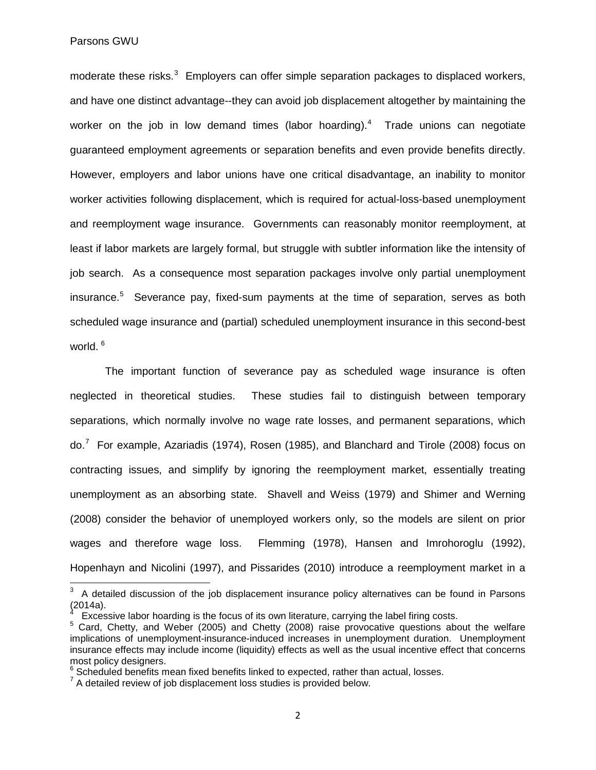moderate these risks.[3] Employers can offer simple separation packages to displaced workers, and have one distinct advantage--they can avoid job displacement altogether by maintaining the worker on the job in low demand times (labor hoarding).[4] Trade unions can negotiate guaranteed employment agreements or separation benefits and even provide benefits directly. However, employers and labor unions have one critical disadvantage, an inability to monitor worker activities following displacement, which is required for actual-loss-based unemployment and reemployment wage insurance. Governments can reasonably monitor reemployment, at least if labor markets are largely formal, but struggle with subtler information like the intensity of job search. As a consequence most separation packages involve only partial unemployment insurance.[5] Severance pay, fixed-sum payments at the time of separation, serves as both scheduled wage insurance and (partial) scheduled unemployment insurance in this second-best world.[6]

The important function of severance pay as scheduled wage insurance is often neglected in theoretical studies. These studies fail to distinguish between temporary separations, which normally involve no wage rate losses, and permanent separations, which do.[7] For example, Azariadis (1974), Rosen (1985), and Blanchard and Tirole (2008) focus on contracting issues, and simplify by ignoring the reemployment market, essentially treating unemployment as an absorbing state. Shavell and Weiss (1979) and Shimer and Werning (2008) consider the behavior of unemployed workers only, so the models are silent on prior wages and therefore wage loss. Flemming (1978), Hansen and Imrohoroglu (1992), Hopenhayn and Nicolini (1997), and Pissarides (2010) introduce a reemployment market in a

---

[3] A detailed discussion of the job displacement insurance policy alternatives can be found in Parsons (2014a).

[4] Excessive labor hoarding is the focus of its own literature, carrying the label firing costs.

[5] Card, Chetty, and Weber (2005) and Chetty (2008) raise provocative questions about the welfare implications of unemployment-insurance-induced increases in unemployment duration. Unemployment insurance effects may include income (liquidity) effects as well as the usual incentive effect that concerns most policy designers.

[6] Scheduled benefits mean fixed benefits linked to expected, rather than actual, losses.

[7] A detailed review of job displacement loss studies is provided below.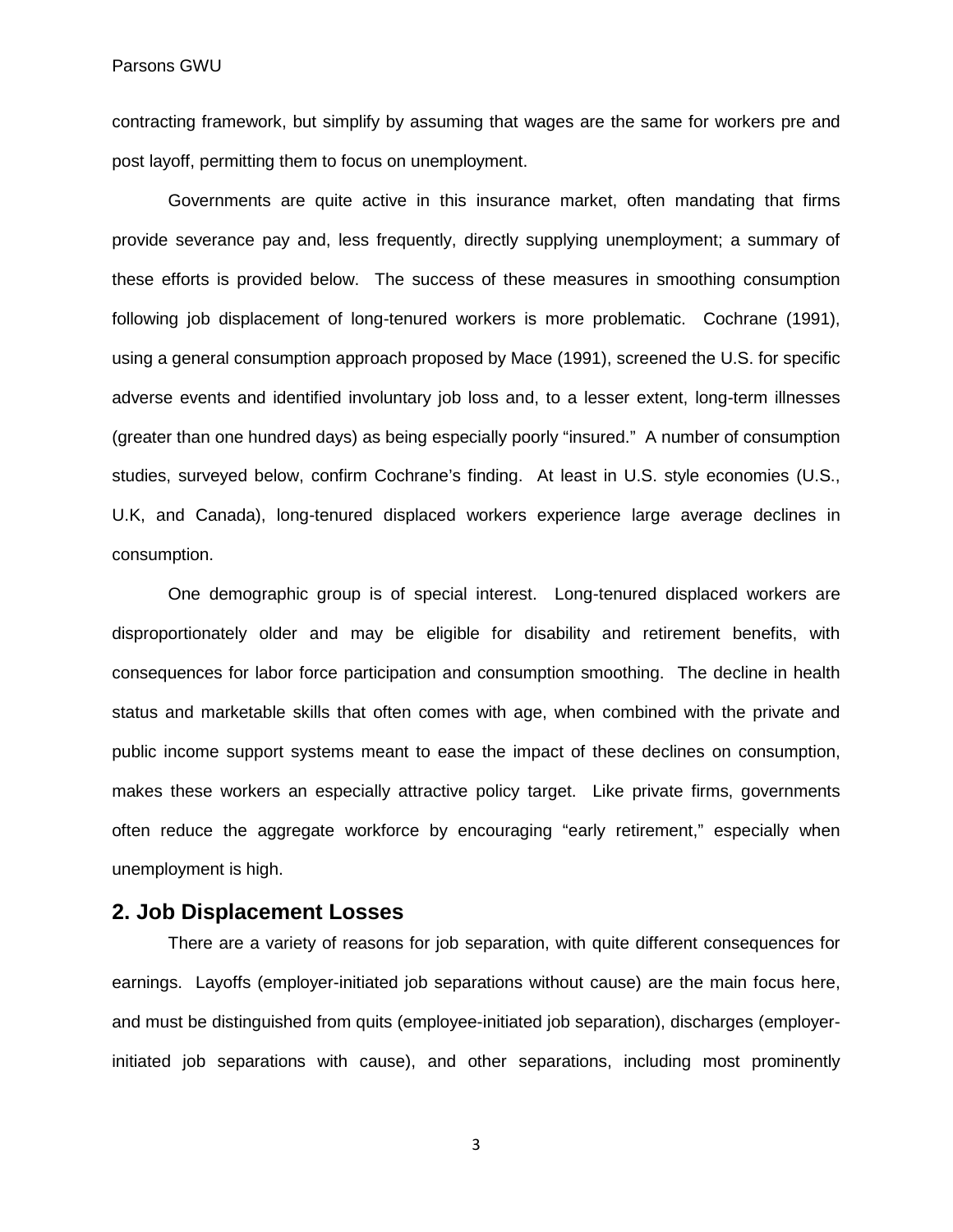contracting framework, but simplify by assuming that wages are the same for workers pre and post layoff, permitting them to focus on unemployment.

Governments are quite active in this insurance market, often mandating that firms provide severance pay and, less frequently, directly supplying unemployment; a summary of these efforts is provided below. The success of these measures in smoothing consumption following job displacement of long-tenured workers is more problematic. Cochrane (1991), using a general consumption approach proposed by Mace (1991), screened the U.S. for specific adverse events and identified involuntary job loss and, to a lesser extent, long-term illnesses (greater than one hundred days) as being especially poorly "insured." A number of consumption studies, surveyed below, confirm Cochrane's finding. At least in U.S. style economies (U.S., U.K, and Canada), long-tenured displaced workers experience large average declines in consumption.

One demographic group is of special interest. Long-tenured displaced workers are disproportionately older and may be eligible for disability and retirement benefits, with consequences for labor force participation and consumption smoothing. The decline in health status and marketable skills that often comes with age, when combined with the private and public income support systems meant to ease the impact of these declines on consumption, makes these workers an especially attractive policy target. Like private firms, governments often reduce the aggregate workforce by encouraging "early retirement," especially when unemployment is high.

## 2. Job Displacement Losses

There are a variety of reasons for job separation, with quite different consequences for earnings. Layoffs (employer-initiated job separations without cause) are the main focus here, and must be distinguished from quits (employee-initiated job separation), discharges (employer-initiated job separations with cause), and other separations, including most prominently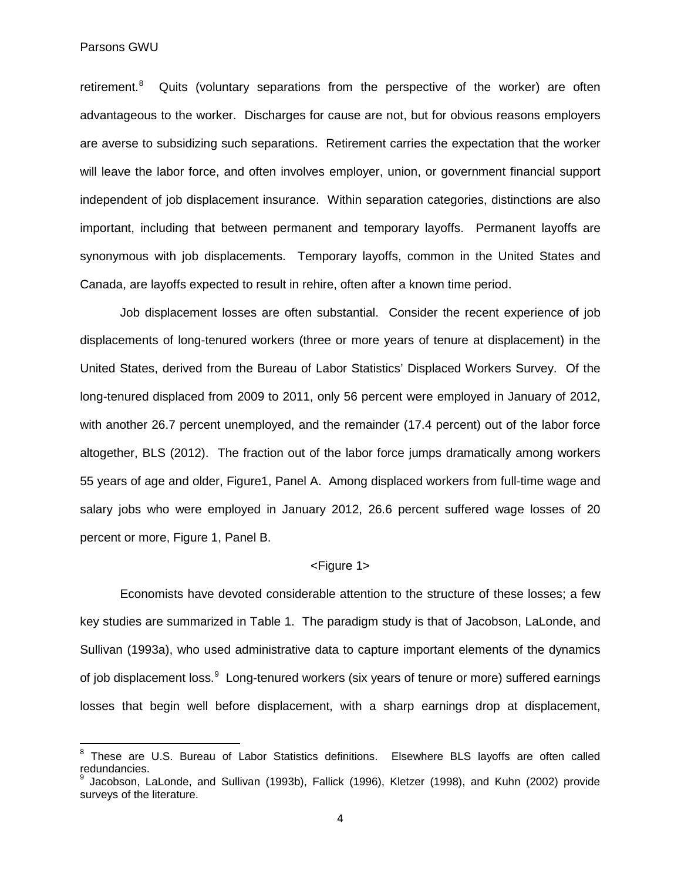retirement.[8] Quits (voluntary separations from the perspective of the worker) are often advantageous to the worker. Discharges for cause are not, but for obvious reasons employers are averse to subsidizing such separations. Retirement carries the expectation that the worker will leave the labor force, and often involves employer, union, or government financial support independent of job displacement insurance. Within separation categories, distinctions are also important, including that between permanent and temporary layoffs. Permanent layoffs are synonymous with job displacements. Temporary layoffs, common in the United States and Canada, are layoffs expected to result in rehire, often after a known time period.

Job displacement losses are often substantial. Consider the recent experience of job displacements of long-tenured workers (three or more years of tenure at displacement) in the United States, derived from the Bureau of Labor Statistics' Displaced Workers Survey. Of the long-tenured displaced from 2009 to 2011, only 56 percent were employed in January of 2012, with another 26.7 percent unemployed, and the remainder (17.4 percent) out of the labor force altogether, BLS (2012). The fraction out of the labor force jumps dramatically among workers 55 years of age and older, Figure1, Panel A. Among displaced workers from full-time wage and salary jobs who were employed in January 2012, 26.6 percent suffered wage losses of 20 percent or more, Figure 1, Panel B.

<Figure 1>

Economists have devoted considerable attention to the structure of these losses; a few key studies are summarized in Table 1. The paradigm study is that of Jacobson, LaLonde, and Sullivan (1993a), who used administrative data to capture important elements of the dynamics of job displacement loss.[9] Long-tenured workers (six years of tenure or more) suffered earnings losses that begin well before displacement, with a sharp earnings drop at displacement,

[8] These are U.S. Bureau of Labor Statistics definitions. Elsewhere BLS layoffs are often called redundancies.

[9] Jacobson, LaLonde, and Sullivan (1993b), Fallick (1996), Kletzer (1998), and Kuhn (2002) provide surveys of the literature.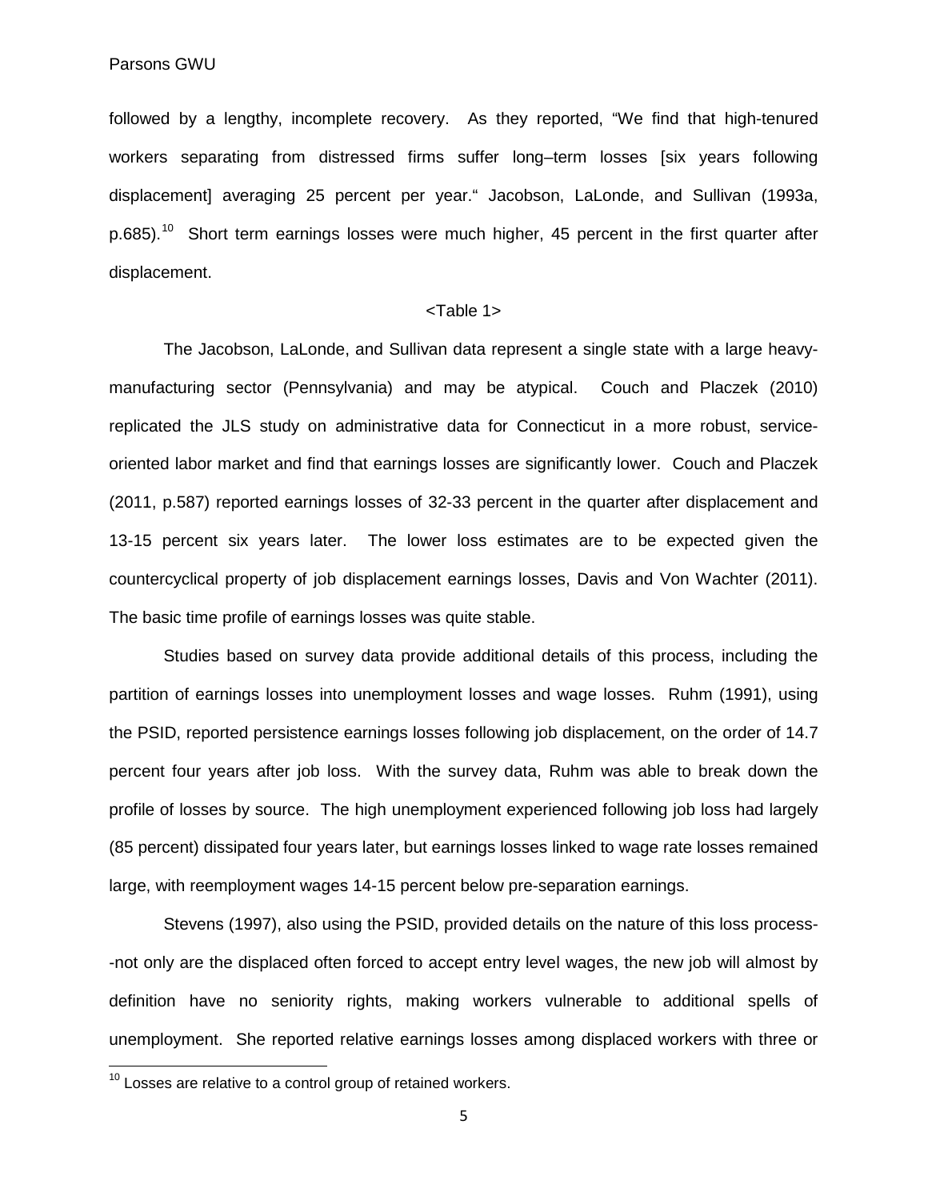followed by a lengthy, incomplete recovery. As they reported, "We find that high-tenured workers separating from distressed firms suffer long–term losses [six years following displacement] averaging 25 percent per year." Jacobson, LaLonde, and Sullivan (1993a, p.685).[10] Short term earnings losses were much higher, 45 percent in the first quarter after displacement.

<Table 1>

The Jacobson, LaLonde, and Sullivan data represent a single state with a large heavy-manufacturing sector (Pennsylvania) and may be atypical. Couch and Placzek (2010) replicated the JLS study on administrative data for Connecticut in a more robust, service-oriented labor market and find that earnings losses are significantly lower. Couch and Placzek (2011, p.587) reported earnings losses of 32-33 percent in the quarter after displacement and 13-15 percent six years later. The lower loss estimates are to be expected given the countercyclical property of job displacement earnings losses, Davis and Von Wachter (2011). The basic time profile of earnings losses was quite stable.

Studies based on survey data provide additional details of this process, including the partition of earnings losses into unemployment losses and wage losses. Ruhm (1991), using the PSID, reported persistence earnings losses following job displacement, on the order of 14.7 percent four years after job loss. With the survey data, Ruhm was able to break down the profile of losses by source. The high unemployment experienced following job loss had largely (85 percent) dissipated four years later, but earnings losses linked to wage rate losses remained large, with reemployment wages 14-15 percent below pre-separation earnings.

Stevens (1997), also using the PSID, provided details on the nature of this loss process--not only are the displaced often forced to accept entry level wages, the new job will almost by definition have no seniority rights, making workers vulnerable to additional spells of unemployment. She reported relative earnings losses among displaced workers with three or

[10] Losses are relative to a control group of retained workers.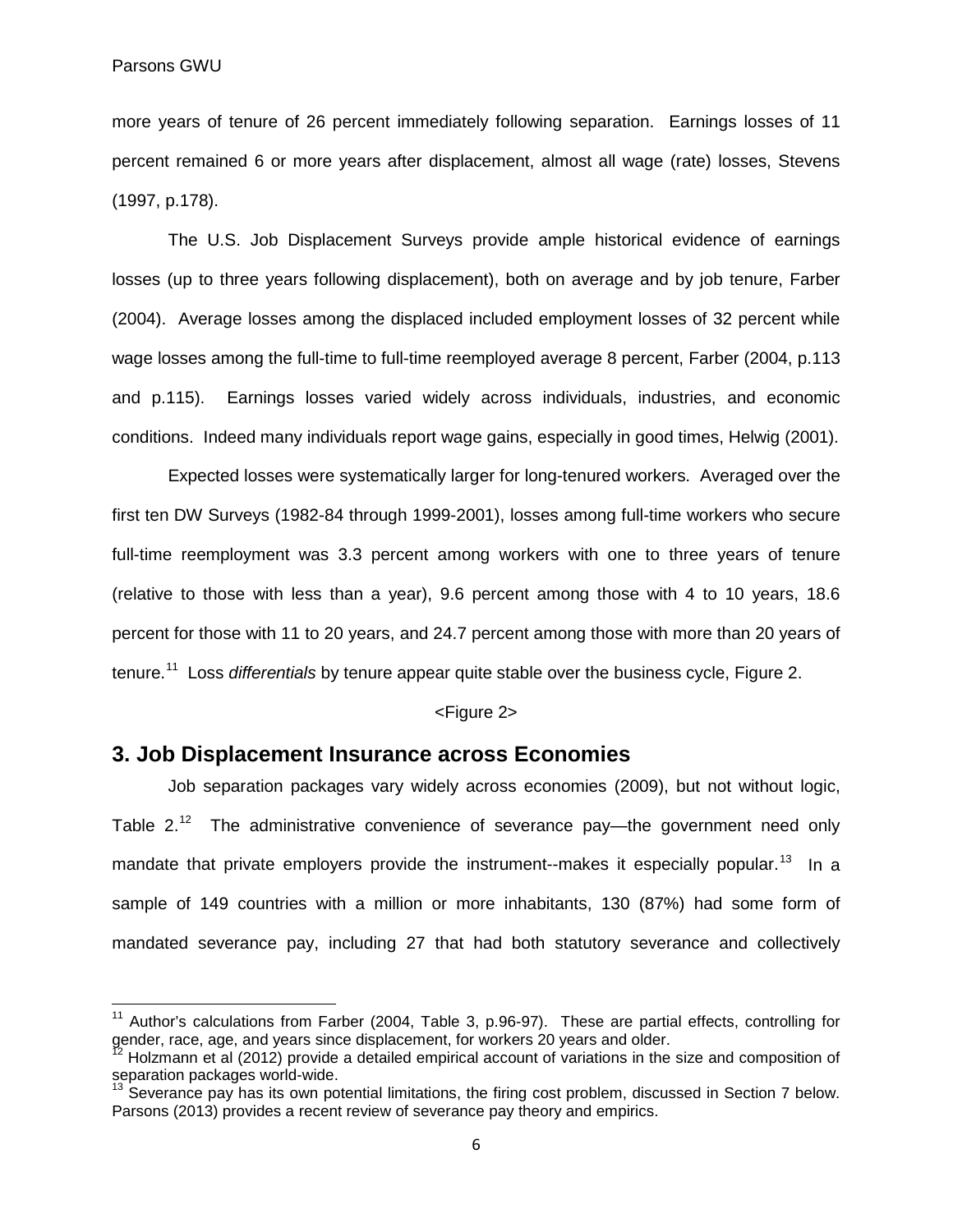more years of tenure of 26 percent immediately following separation. Earnings losses of 11 percent remained 6 or more years after displacement, almost all wage (rate) losses, Stevens (1997, p.178).

The U.S. Job Displacement Surveys provide ample historical evidence of earnings losses (up to three years following displacement), both on average and by job tenure, Farber (2004). Average losses among the displaced included employment losses of 32 percent while wage losses among the full-time to full-time reemployed average 8 percent, Farber (2004, p.113 and p.115). Earnings losses varied widely across individuals, industries, and economic conditions. Indeed many individuals report wage gains, especially in good times, Helwig (2001).

Expected losses were systematically larger for long-tenured workers. Averaged over the first ten DW Surveys (1982-84 through 1999-2001), losses among full-time workers who secure full-time reemployment was 3.3 percent among workers with one to three years of tenure (relative to those with less than a year), 9.6 percent among those with 4 to 10 years, 18.6 percent for those with 11 to 20 years, and 24.7 percent among those with more than 20 years of tenure.[11] Loss *differentials* by tenure appear quite stable over the business cycle, Figure 2.

<Figure 2>

## 3. Job Displacement Insurance across Economies

Job separation packages vary widely across economies (2009), but not without logic, Table 2.[12] The administrative convenience of severance pay—the government need only mandate that private employers provide the instrument--makes it especially popular.[13] In a sample of 149 countries with a million or more inhabitants, 130 (87%) had some form of mandated severance pay, including 27 that had both statutory severance and collectively

---

[11] Author's calculations from Farber (2004, Table 3, p.96-97). These are partial effects, controlling for gender, race, age, and years since displacement, for workers 20 years and older.

[12] Holzmann et al (2012) provide a detailed empirical account of variations in the size and composition of separation packages world-wide.

[13] Severance pay has its own potential limitations, the firing cost problem, discussed in Section 7 below. Parsons (2013) provides a recent review of severance pay theory and empirics.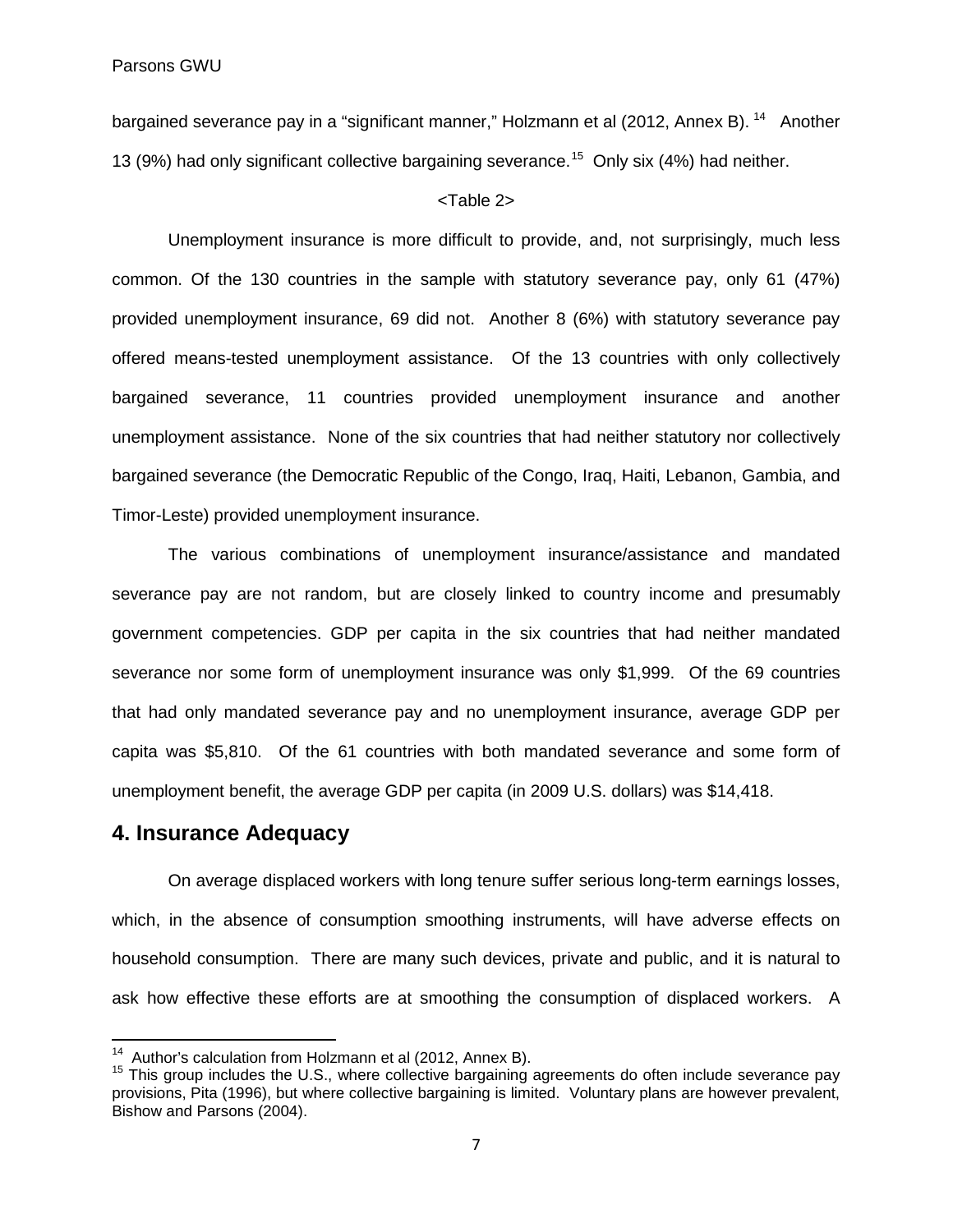bargained severance pay in a "significant manner," Holzmann et al (2012, Annex B).[14] Another 13 (9%) had only significant collective bargaining severance.[15] Only six (4%) had neither.

<Table 2>

Unemployment insurance is more difficult to provide, and, not surprisingly, much less common. Of the 130 countries in the sample with statutory severance pay, only 61 (47%) provided unemployment insurance, 69 did not. Another 8 (6%) with statutory severance pay offered means-tested unemployment assistance. Of the 13 countries with only collectively bargained severance, 11 countries provided unemployment insurance and another unemployment assistance. None of the six countries that had neither statutory nor collectively bargained severance (the Democratic Republic of the Congo, Iraq, Haiti, Lebanon, Gambia, and Timor-Leste) provided unemployment insurance.

The various combinations of unemployment insurance/assistance and mandated severance pay are not random, but are closely linked to country income and presumably government competencies. GDP per capita in the six countries that had neither mandated severance nor some form of unemployment insurance was only $1,999. Of the 69 countries that had only mandated severance pay and no unemployment insurance, average GDP per capita was $5,810. Of the 61 countries with both mandated severance and some form of unemployment benefit, the average GDP per capita (in 2009 U.S. dollars) was $14,418.

## 4. Insurance Adequacy

On average displaced workers with long tenure suffer serious long-term earnings losses, which, in the absence of consumption smoothing instruments, will have adverse effects on household consumption. There are many such devices, private and public, and it is natural to ask how effective these efforts are at smoothing the consumption of displaced workers. A

[14] Author's calculation from Holzmann et al (2012, Annex B).

[15] This group includes the U.S., where collective bargaining agreements do often include severance pay provisions, Pita (1996), but where collective bargaining is limited. Voluntary plans are however prevalent, Bishow and Parsons (2004).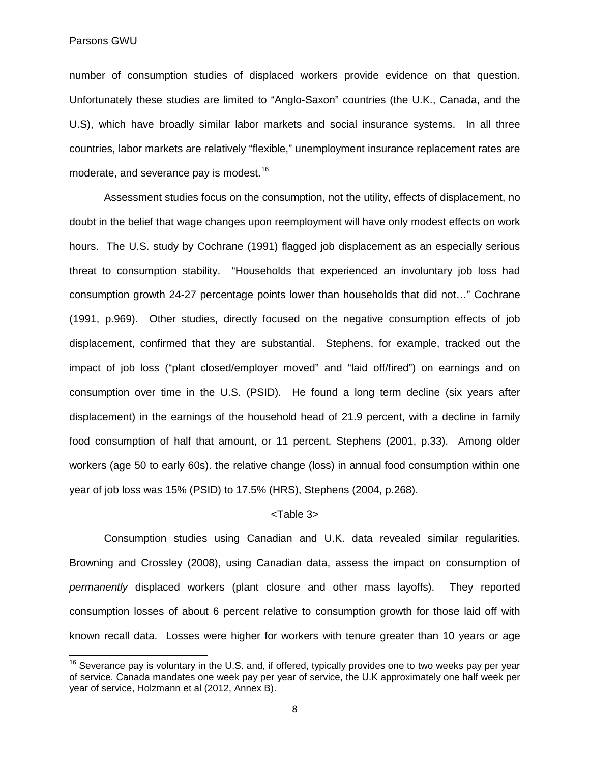number of consumption studies of displaced workers provide evidence on that question. Unfortunately these studies are limited to "Anglo-Saxon" countries (the U.K., Canada, and the U.S), which have broadly similar labor markets and social insurance systems. In all three countries, labor markets are relatively "flexible," unemployment insurance replacement rates are moderate, and severance pay is modest.[16]

Assessment studies focus on the consumption, not the utility, effects of displacement, no doubt in the belief that wage changes upon reemployment will have only modest effects on work hours. The U.S. study by Cochrane (1991) flagged job displacement as an especially serious threat to consumption stability. "Households that experienced an involuntary job loss had consumption growth 24-27 percentage points lower than households that did not…" Cochrane (1991, p.969). Other studies, directly focused on the negative consumption effects of job displacement, confirmed that they are substantial. Stephens, for example, tracked out the impact of job loss ("plant closed/employer moved" and "laid off/fired") on earnings and on consumption over time in the U.S. (PSID). He found a long term decline (six years after displacement) in the earnings of the household head of 21.9 percent, with a decline in family food consumption of half that amount, or 11 percent, Stephens (2001, p.33). Among older workers (age 50 to early 60s). the relative change (loss) in annual food consumption within one year of job loss was 15% (PSID) to 17.5% (HRS), Stephens (2004, p.268).

<Table 3>

Consumption studies using Canadian and U.K. data revealed similar regularities. Browning and Crossley (2008), using Canadian data, assess the impact on consumption of *permanently* displaced workers (plant closure and other mass layoffs). They reported consumption losses of about 6 percent relative to consumption growth for those laid off with known recall data. Losses were higher for workers with tenure greater than 10 years or age

[16] Severance pay is voluntary in the U.S. and, if offered, typically provides one to two weeks pay per year of service. Canada mandates one week pay per year of service, the U.K approximately one half week per year of service, Holzmann et al (2012, Annex B).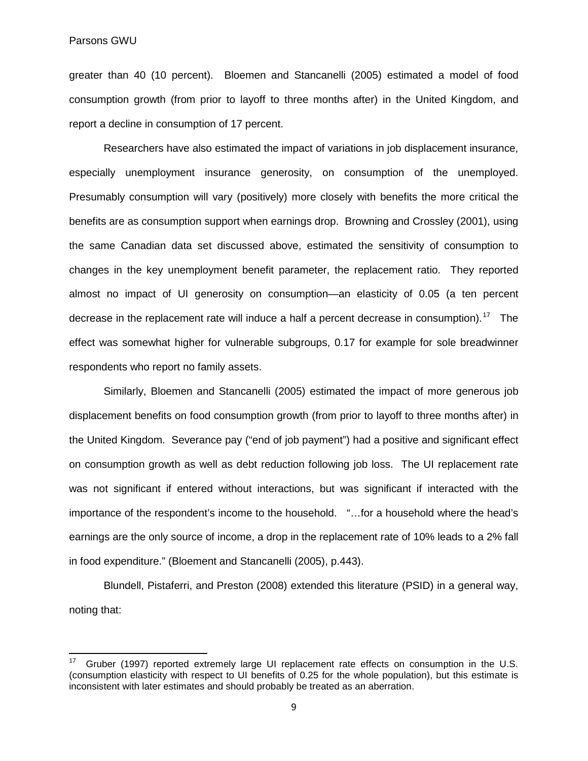greater than 40 (10 percent). Bloemen and Stancanelli (2005) estimated a model of food consumption growth (from prior to layoff to three months after) in the United Kingdom, and report a decline in consumption of 17 percent.

Researchers have also estimated the impact of variations in job displacement insurance, especially unemployment insurance generosity, on consumption of the unemployed. Presumably consumption will vary (positively) more closely with benefits the more critical the benefits are as consumption support when earnings drop. Browning and Crossley (2001), using the same Canadian data set discussed above, estimated the sensitivity of consumption to changes in the key unemployment benefit parameter, the replacement ratio. They reported almost no impact of UI generosity on consumption—an elasticity of 0.05 (a ten percent decrease in the replacement rate will induce a half a percent decrease in consumption).[17] The effect was somewhat higher for vulnerable subgroups, 0.17 for example for sole breadwinner respondents who report no family assets.

Similarly, Bloemen and Stancanelli (2005) estimated the impact of more generous job displacement benefits on food consumption growth (from prior to layoff to three months after) in the United Kingdom. Severance pay ("end of job payment") had a positive and significant effect on consumption growth as well as debt reduction following job loss. The UI replacement rate was not significant if entered without interactions, but was significant if interacted with the importance of the respondent's income to the household. "…for a household where the head's earnings are the only source of income, a drop in the replacement rate of 10% leads to a 2% fall in food expenditure." (Bloement and Stancanelli (2005), p.443).

Blundell, Pistaferri, and Preston (2008) extended this literature (PSID) in a general way, noting that:

---

[17] Gruber (1997) reported extremely large UI replacement rate effects on consumption in the U.S. (consumption elasticity with respect to UI benefits of 0.25 for the whole population), but this estimate is inconsistent with later estimates and should probably be treated as an aberration.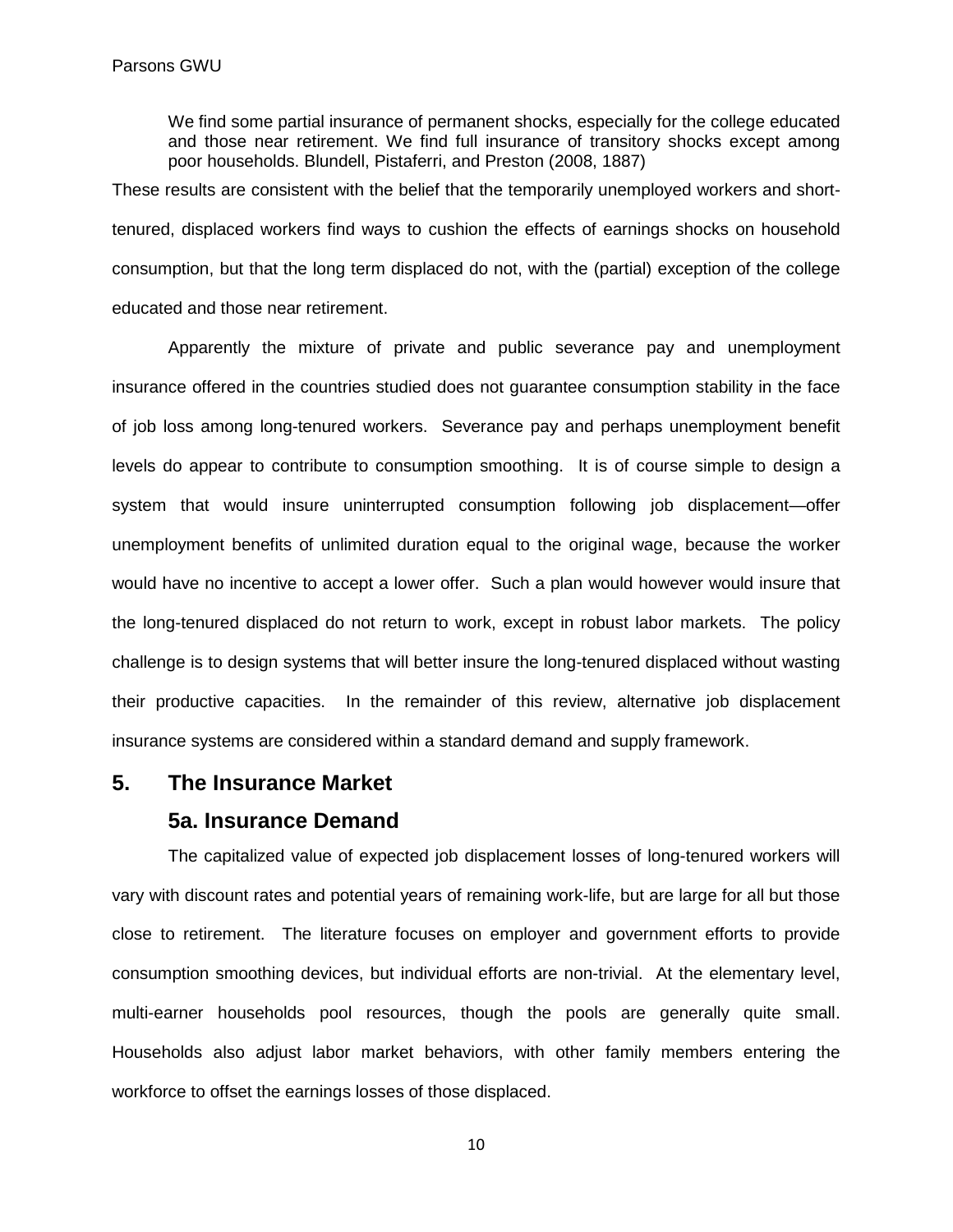> We find some partial insurance of permanent shocks, especially for the college educated and those near retirement. We find full insurance of transitory shocks except among poor households. Blundell, Pistaferri, and Preston (2008, 1887)

These results are consistent with the belief that the temporarily unemployed workers and short-tenured, displaced workers find ways to cushion the effects of earnings shocks on household consumption, but that the long term displaced do not, with the (partial) exception of the college educated and those near retirement.

Apparently the mixture of private and public severance pay and unemployment insurance offered in the countries studied does not guarantee consumption stability in the face of job loss among long-tenured workers. Severance pay and perhaps unemployment benefit levels do appear to contribute to consumption smoothing. It is of course simple to design a system that would insure uninterrupted consumption following job displacement—offer unemployment benefits of unlimited duration equal to the original wage, because the worker would have no incentive to accept a lower offer. Such a plan would however would insure that the long-tenured displaced do not return to work, except in robust labor markets. The policy challenge is to design systems that will better insure the long-tenured displaced without wasting their productive capacities. In the remainder of this review, alternative job displacement insurance systems are considered within a standard demand and supply framework.

## 5. The Insurance Market

### 5a. Insurance Demand

The capitalized value of expected job displacement losses of long-tenured workers will vary with discount rates and potential years of remaining work-life, but are large for all but those close to retirement. The literature focuses on employer and government efforts to provide consumption smoothing devices, but individual efforts are non-trivial. At the elementary level, multi-earner households pool resources, though the pools are generally quite small. Households also adjust labor market behaviors, with other family members entering the workforce to offset the earnings losses of those displaced.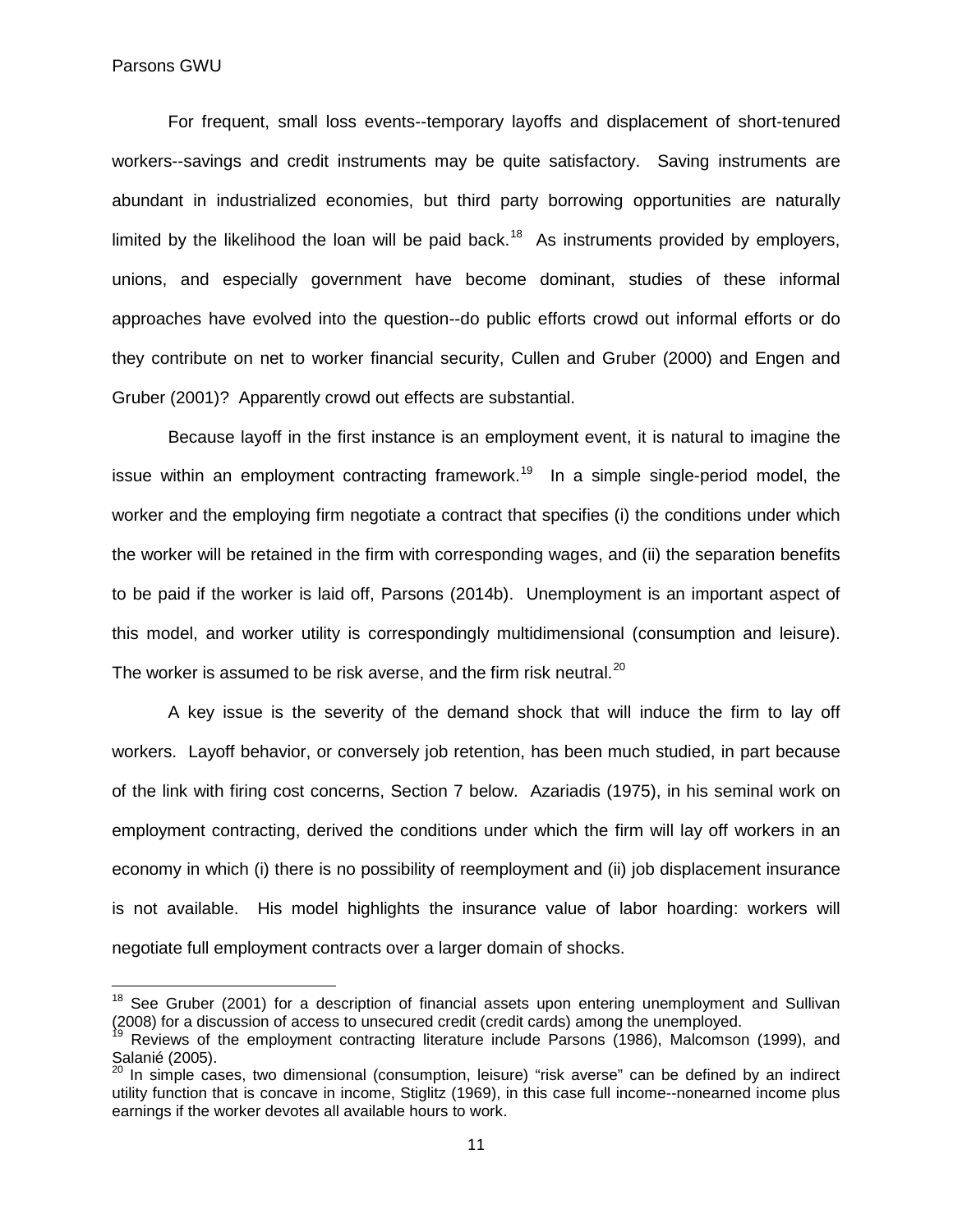For frequent, small loss events--temporary layoffs and displacement of short-tenured workers--savings and credit instruments may be quite satisfactory. Saving instruments are abundant in industrialized economies, but third party borrowing opportunities are naturally limited by the likelihood the loan will be paid back.[18] As instruments provided by employers, unions, and especially government have become dominant, studies of these informal approaches have evolved into the question--do public efforts crowd out informal efforts or do they contribute on net to worker financial security, Cullen and Gruber (2000) and Engen and Gruber (2001)? Apparently crowd out effects are substantial.

Because layoff in the first instance is an employment event, it is natural to imagine the issue within an employment contracting framework.[19] In a simple single-period model, the worker and the employing firm negotiate a contract that specifies (i) the conditions under which the worker will be retained in the firm with corresponding wages, and (ii) the separation benefits to be paid if the worker is laid off, Parsons (2014b). Unemployment is an important aspect of this model, and worker utility is correspondingly multidimensional (consumption and leisure). The worker is assumed to be risk averse, and the firm risk neutral.[20]

A key issue is the severity of the demand shock that will induce the firm to lay off workers. Layoff behavior, or conversely job retention, has been much studied, in part because of the link with firing cost concerns, Section 7 below. Azariadis (1975), in his seminal work on employment contracting, derived the conditions under which the firm will lay off workers in an economy in which (i) there is no possibility of reemployment and (ii) job displacement insurance is not available. His model highlights the insurance value of labor hoarding: workers will negotiate full employment contracts over a larger domain of shocks.

---

[18] See Gruber (2001) for a description of financial assets upon entering unemployment and Sullivan (2008) for a discussion of access to unsecured credit (credit cards) among the unemployed.

[19] Reviews of the employment contracting literature include Parsons (1986), Malcomson (1999), and Salanié (2005).

[20] In simple cases, two dimensional (consumption, leisure) "risk averse" can be defined by an indirect utility function that is concave in income, Stiglitz (1969), in this case full income--nonearned income plus earnings if the worker devotes all available hours to work.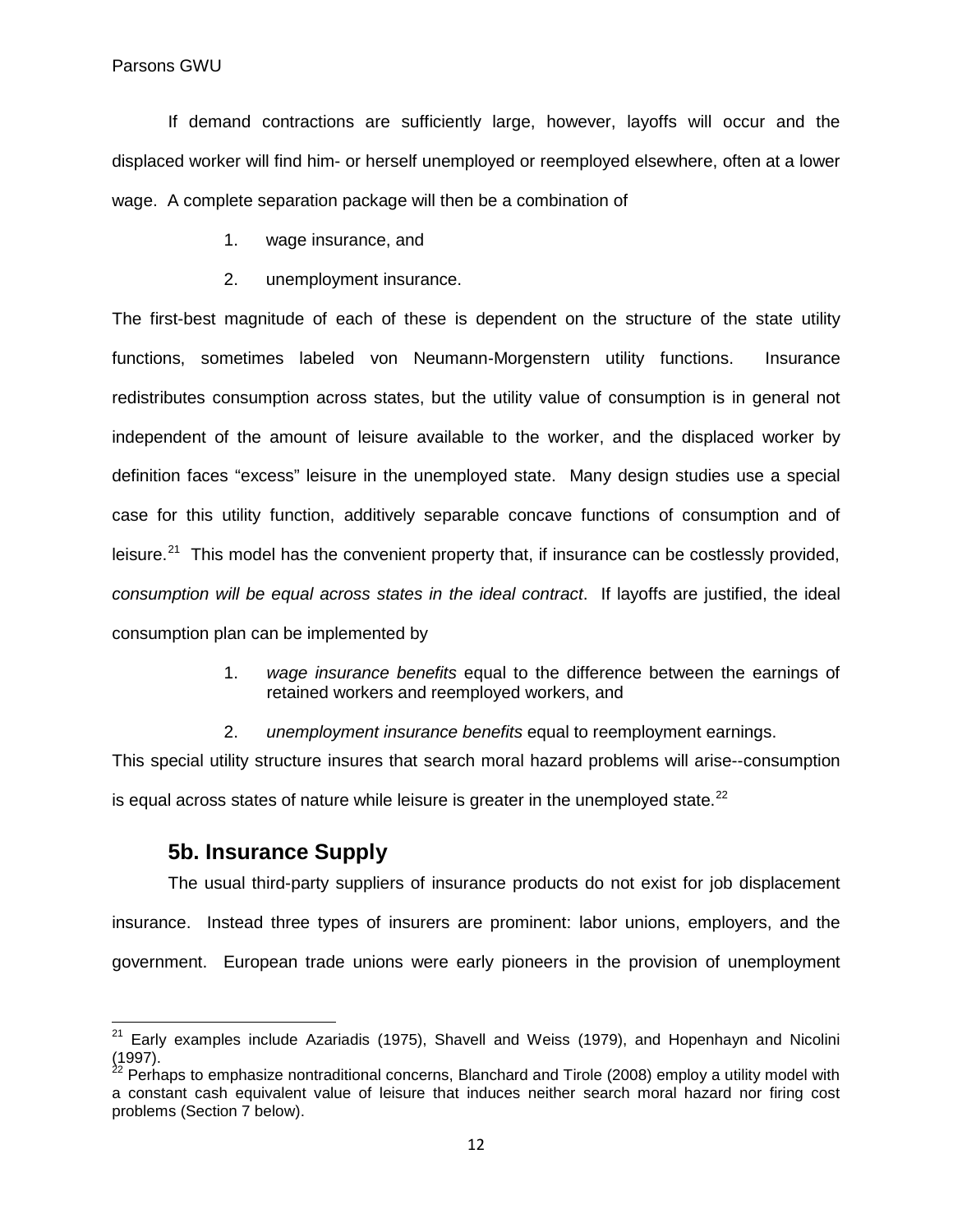If demand contractions are sufficiently large, however, layoffs will occur and the displaced worker will find him- or herself unemployed or reemployed elsewhere, often at a lower wage. A complete separation package will then be a combination of

1. wage insurance, and
2. unemployment insurance.

The first-best magnitude of each of these is dependent on the structure of the state utility functions, sometimes labeled von Neumann-Morgenstern utility functions. Insurance redistributes consumption across states, but the utility value of consumption is in general not independent of the amount of leisure available to the worker, and the displaced worker by definition faces "excess" leisure in the unemployed state. Many design studies use a special case for this utility function, additively separable concave functions of consumption and of leisure.[21] This model has the convenient property that, if insurance can be costlessly provided, *consumption will be equal across states in the ideal contract*. If layoffs are justified, the ideal consumption plan can be implemented by

1. *wage insurance benefits* equal to the difference between the earnings of retained workers and reemployed workers, and
2. *unemployment insurance benefits* equal to reemployment earnings.

This special utility structure insures that search moral hazard problems will arise--consumption is equal across states of nature while leisure is greater in the unemployed state.[22]

## 5b. Insurance Supply

The usual third-party suppliers of insurance products do not exist for job displacement insurance. Instead three types of insurers are prominent: labor unions, employers, and the government. European trade unions were early pioneers in the provision of unemployment

[21] Early examples include Azariadis (1975), Shavell and Weiss (1979), and Hopenhayn and Nicolini (1997).

[22] Perhaps to emphasize nontraditional concerns, Blanchard and Tirole (2008) employ a utility model with a constant cash equivalent value of leisure that induces neither search moral hazard nor firing cost problems (Section 7 below).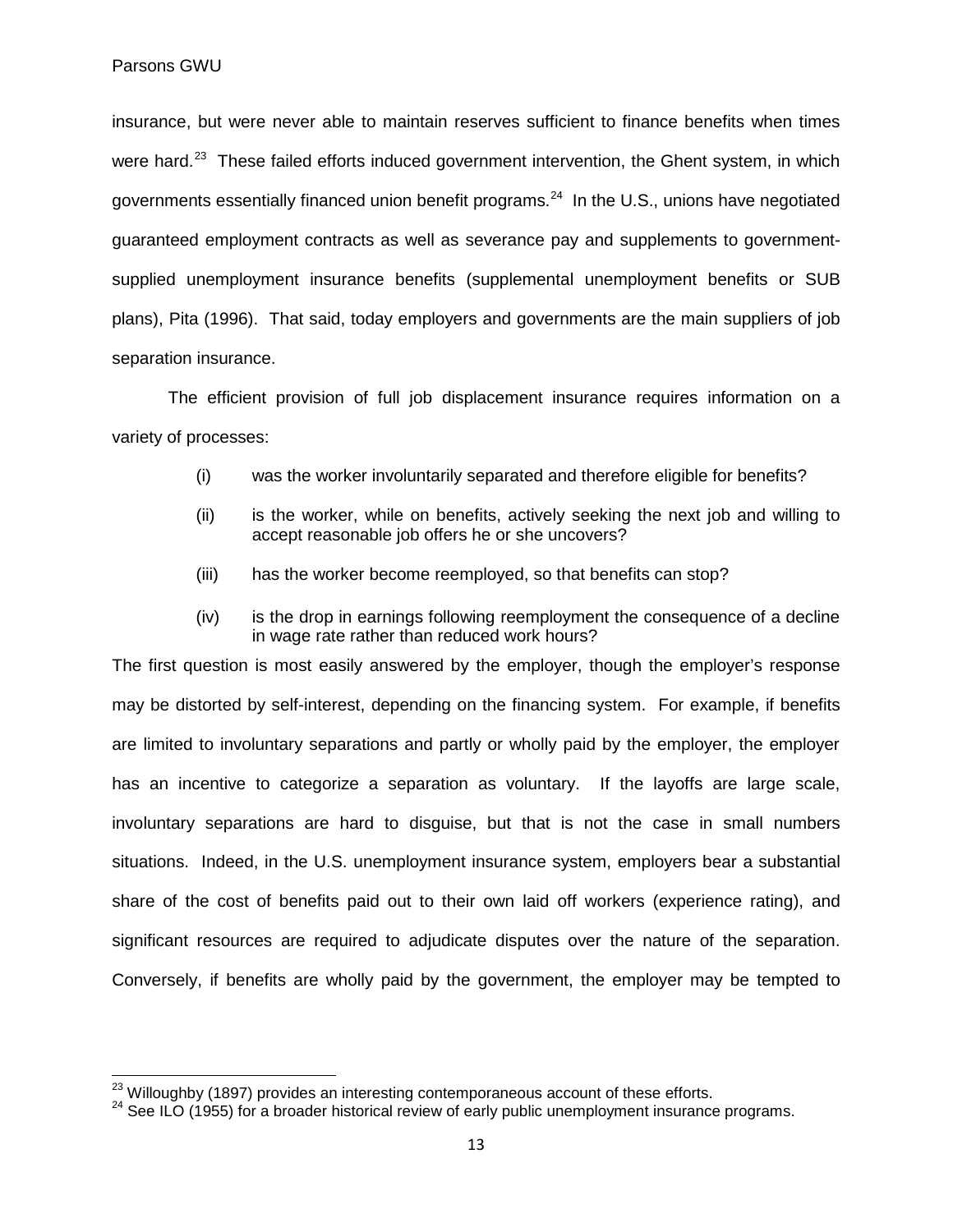insurance, but were never able to maintain reserves sufficient to finance benefits when times were hard.[23] These failed efforts induced government intervention, the Ghent system, in which governments essentially financed union benefit programs.[24] In the U.S., unions have negotiated guaranteed employment contracts as well as severance pay and supplements to government-supplied unemployment insurance benefits (supplemental unemployment benefits or SUB plans), Pita (1996). That said, today employers and governments are the main suppliers of job separation insurance.

The efficient provision of full job displacement insurance requires information on a variety of processes:

(i) was the worker involuntarily separated and therefore eligible for benefits?

(ii) is the worker, while on benefits, actively seeking the next job and willing to accept reasonable job offers he or she uncovers?

(iii) has the worker become reemployed, so that benefits can stop?

(iv) is the drop in earnings following reemployment the consequence of a decline in wage rate rather than reduced work hours?

The first question is most easily answered by the employer, though the employer's response may be distorted by self-interest, depending on the financing system. For example, if benefits are limited to involuntary separations and partly or wholly paid by the employer, the employer has an incentive to categorize a separation as voluntary. If the layoffs are large scale, involuntary separations are hard to disguise, but that is not the case in small numbers situations. Indeed, in the U.S. unemployment insurance system, employers bear a substantial share of the cost of benefits paid out to their own laid off workers (experience rating), and significant resources are required to adjudicate disputes over the nature of the separation. Conversely, if benefits are wholly paid by the government, the employer may be tempted to

[23] Willoughby (1897) provides an interesting contemporaneous account of these efforts.

[24] See ILO (1955) for a broader historical review of early public unemployment insurance programs.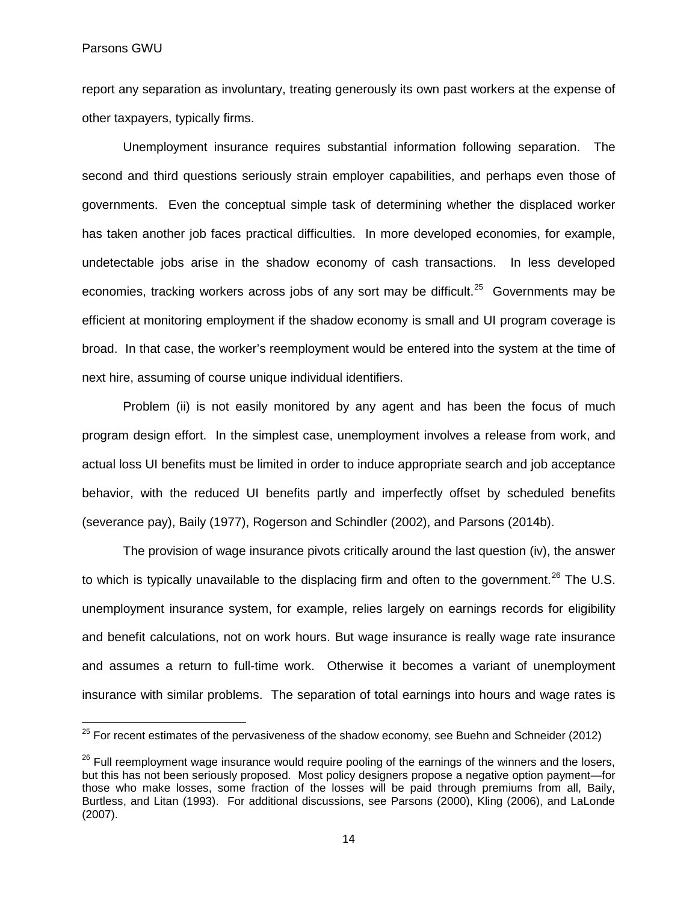report any separation as involuntary, treating generously its own past workers at the expense of other taxpayers, typically firms.

Unemployment insurance requires substantial information following separation. The second and third questions seriously strain employer capabilities, and perhaps even those of governments. Even the conceptual simple task of determining whether the displaced worker has taken another job faces practical difficulties. In more developed economies, for example, undetectable jobs arise in the shadow economy of cash transactions. In less developed economies, tracking workers across jobs of any sort may be difficult.[25] Governments may be efficient at monitoring employment if the shadow economy is small and UI program coverage is broad. In that case, the worker's reemployment would be entered into the system at the time of next hire, assuming of course unique individual identifiers.

Problem (ii) is not easily monitored by any agent and has been the focus of much program design effort. In the simplest case, unemployment involves a release from work, and actual loss UI benefits must be limited in order to induce appropriate search and job acceptance behavior, with the reduced UI benefits partly and imperfectly offset by scheduled benefits (severance pay), Baily (1977), Rogerson and Schindler (2002), and Parsons (2014b).

The provision of wage insurance pivots critically around the last question (iv), the answer to which is typically unavailable to the displacing firm and often to the government.[26] The U.S. unemployment insurance system, for example, relies largely on earnings records for eligibility and benefit calculations, not on work hours. But wage insurance is really wage rate insurance and assumes a return to full-time work. Otherwise it becomes a variant of unemployment insurance with similar problems. The separation of total earnings into hours and wage rates is

[25] For recent estimates of the pervasiveness of the shadow economy, see Buehn and Schneider (2012)

[26] Full reemployment wage insurance would require pooling of the earnings of the winners and the losers, but this has not been seriously proposed. Most policy designers propose a negative option payment—for those who make losses, some fraction of the losses will be paid through premiums from all, Baily, Burtless, and Litan (1993). For additional discussions, see Parsons (2000), Kling (2006), and LaLonde (2007).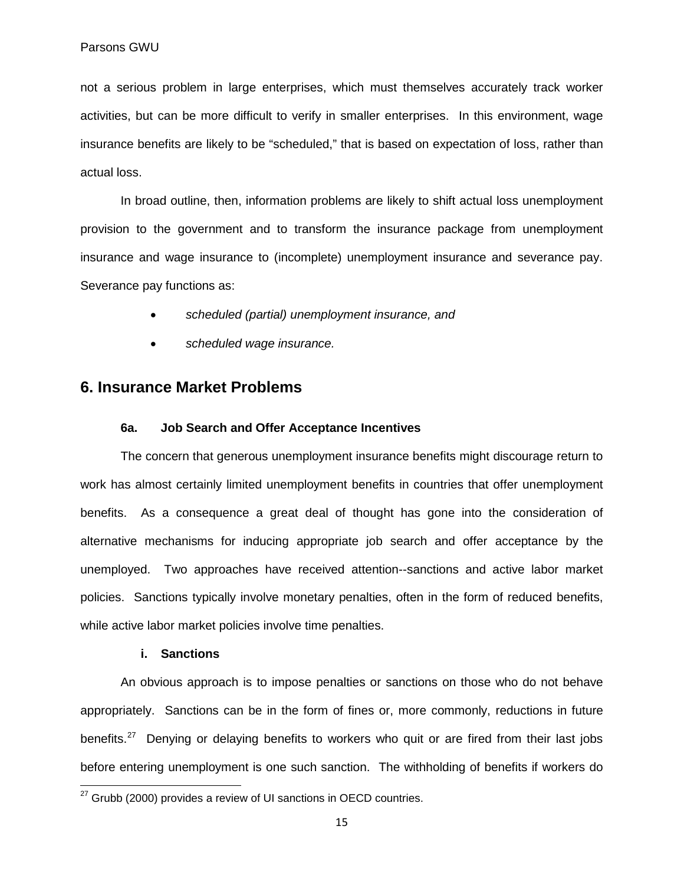not a serious problem in large enterprises, which must themselves accurately track worker activities, but can be more difficult to verify in smaller enterprises. In this environment, wage insurance benefits are likely to be "scheduled," that is based on expectation of loss, rather than actual loss.

In broad outline, then, information problems are likely to shift actual loss unemployment provision to the government and to transform the insurance package from unemployment insurance and wage insurance to (incomplete) unemployment insurance and severance pay. Severance pay functions as:

- *scheduled (partial) unemployment insurance, and*
- *scheduled wage insurance.*

## 6. Insurance Market Problems

### 6a. Job Search and Offer Acceptance Incentives

The concern that generous unemployment insurance benefits might discourage return to work has almost certainly limited unemployment benefits in countries that offer unemployment benefits. As a consequence a great deal of thought has gone into the consideration of alternative mechanisms for inducing appropriate job search and offer acceptance by the unemployed. Two approaches have received attention--sanctions and active labor market policies. Sanctions typically involve monetary penalties, often in the form of reduced benefits, while active labor market policies involve time penalties.

#### i. Sanctions

An obvious approach is to impose penalties or sanctions on those who do not behave appropriately. Sanctions can be in the form of fines or, more commonly, reductions in future benefits.[27] Denying or delaying benefits to workers who quit or are fired from their last jobs before entering unemployment is one such sanction. The withholding of benefits if workers do

[27] Grubb (2000) provides a review of UI sanctions in OECD countries.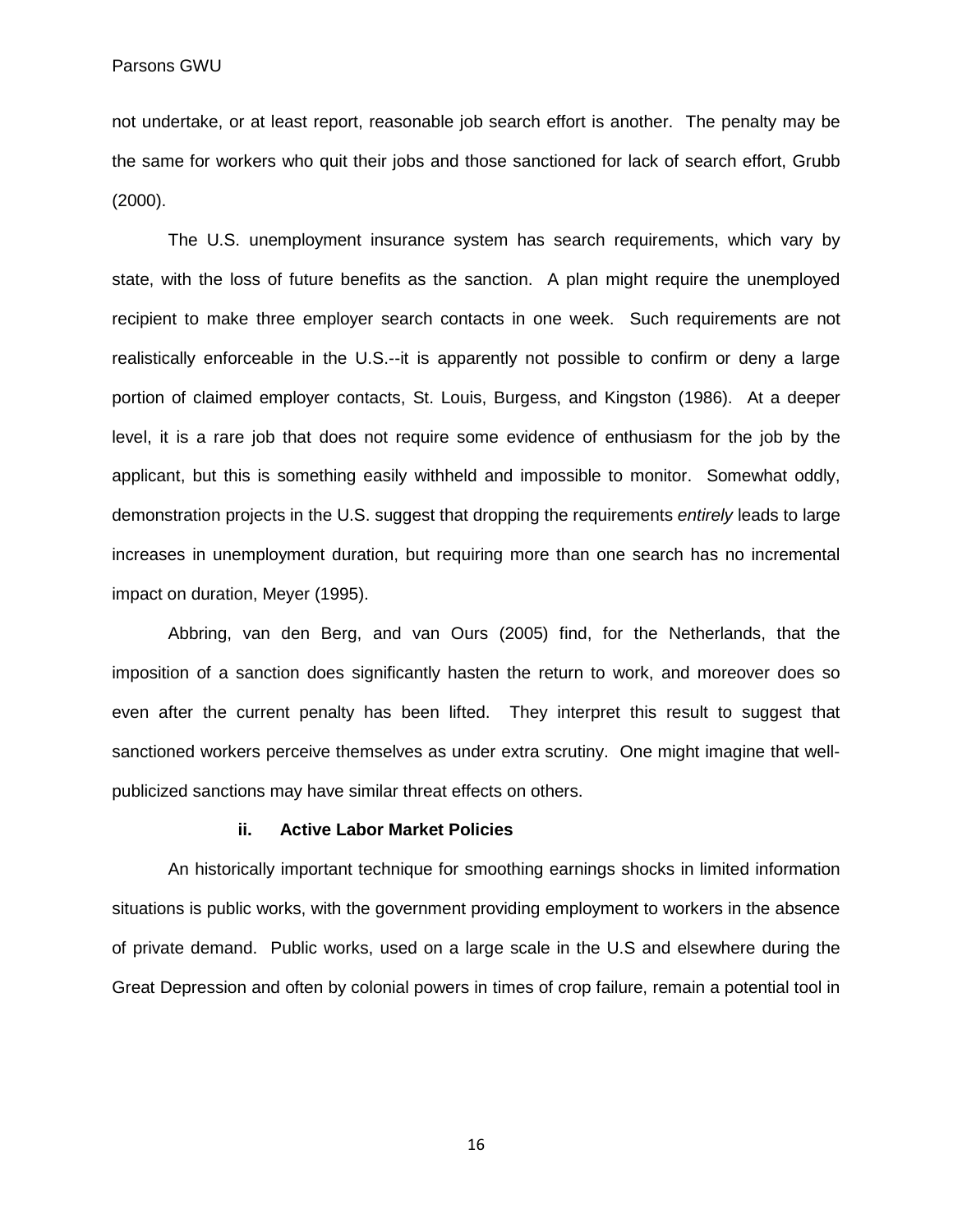not undertake, or at least report, reasonable job search effort is another. The penalty may be the same for workers who quit their jobs and those sanctioned for lack of search effort, Grubb (2000).

The U.S. unemployment insurance system has search requirements, which vary by state, with the loss of future benefits as the sanction. A plan might require the unemployed recipient to make three employer search contacts in one week. Such requirements are not realistically enforceable in the U.S.--it is apparently not possible to confirm or deny a large portion of claimed employer contacts, St. Louis, Burgess, and Kingston (1986). At a deeper level, it is a rare job that does not require some evidence of enthusiasm for the job by the applicant, but this is something easily withheld and impossible to monitor. Somewhat oddly, demonstration projects in the U.S. suggest that dropping the requirements *entirely* leads to large increases in unemployment duration, but requiring more than one search has no incremental impact on duration, Meyer (1995).

Abbring, van den Berg, and van Ours (2005) find, for the Netherlands, that the imposition of a sanction does significantly hasten the return to work, and moreover does so even after the current penalty has been lifted. They interpret this result to suggest that sanctioned workers perceive themselves as under extra scrutiny. One might imagine that well-publicized sanctions may have similar threat effects on others.

### ii. Active Labor Market Policies

An historically important technique for smoothing earnings shocks in limited information situations is public works, with the government providing employment to workers in the absence of private demand. Public works, used on a large scale in the U.S and elsewhere during the Great Depression and often by colonial powers in times of crop failure, remain a potential tool in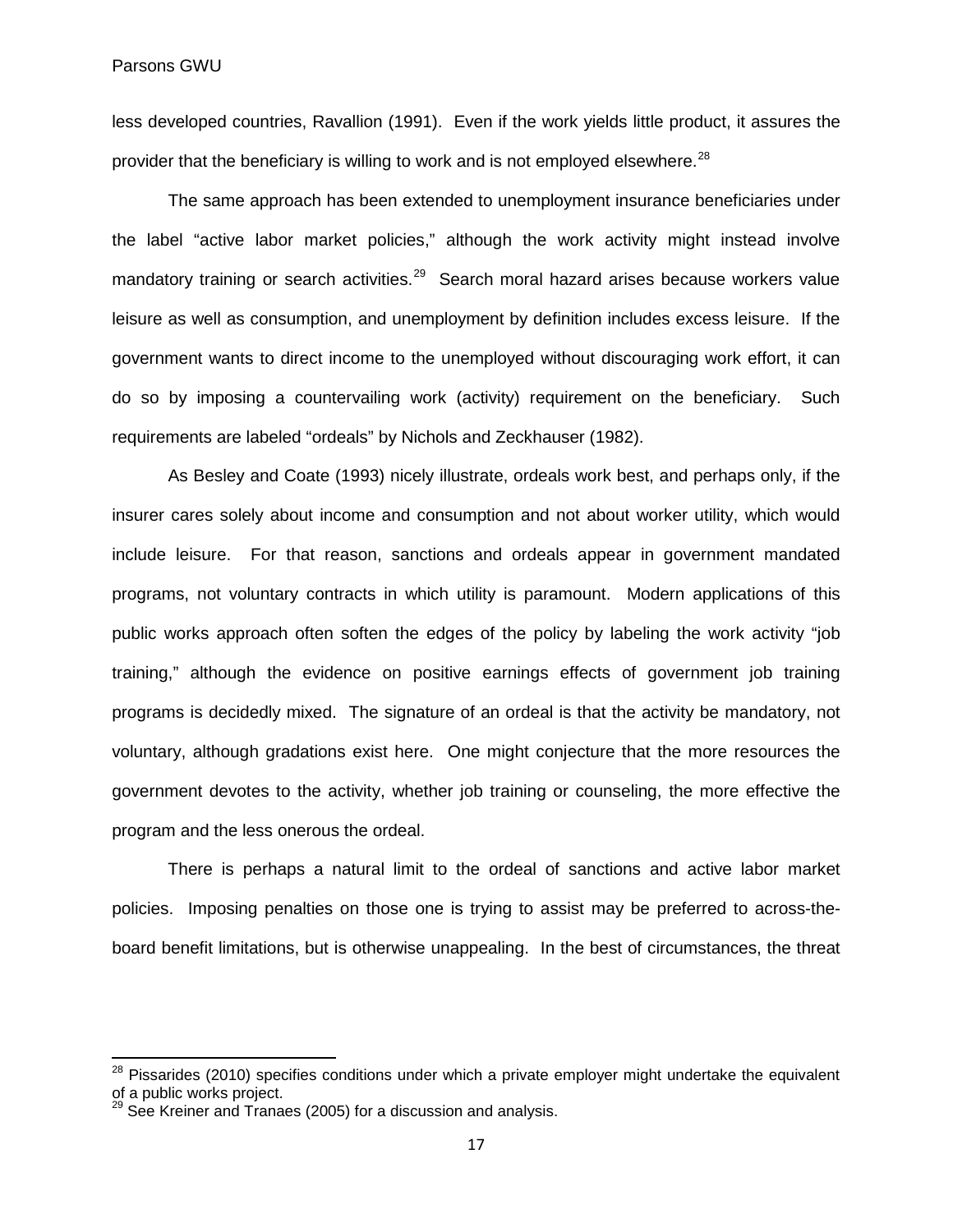less developed countries, Ravallion (1991). Even if the work yields little product, it assures the provider that the beneficiary is willing to work and is not employed elsewhere.[28]

The same approach has been extended to unemployment insurance beneficiaries under the label "active labor market policies," although the work activity might instead involve mandatory training or search activities.[29] Search moral hazard arises because workers value leisure as well as consumption, and unemployment by definition includes excess leisure. If the government wants to direct income to the unemployed without discouraging work effort, it can do so by imposing a countervailing work (activity) requirement on the beneficiary. Such requirements are labeled "ordeals" by Nichols and Zeckhauser (1982).

As Besley and Coate (1993) nicely illustrate, ordeals work best, and perhaps only, if the insurer cares solely about income and consumption and not about worker utility, which would include leisure. For that reason, sanctions and ordeals appear in government mandated programs, not voluntary contracts in which utility is paramount. Modern applications of this public works approach often soften the edges of the policy by labeling the work activity "job training," although the evidence on positive earnings effects of government job training programs is decidedly mixed. The signature of an ordeal is that the activity be mandatory, not voluntary, although gradations exist here. One might conjecture that the more resources the government devotes to the activity, whether job training or counseling, the more effective the program and the less onerous the ordeal.

There is perhaps a natural limit to the ordeal of sanctions and active labor market policies. Imposing penalties on those one is trying to assist may be preferred to across-the-board benefit limitations, but is otherwise unappealing. In the best of circumstances, the threat

---

[28] Pissarides (2010) specifies conditions under which a private employer might undertake the equivalent of a public works project.

[29] See Kreiner and Tranaes (2005) for a discussion and analysis.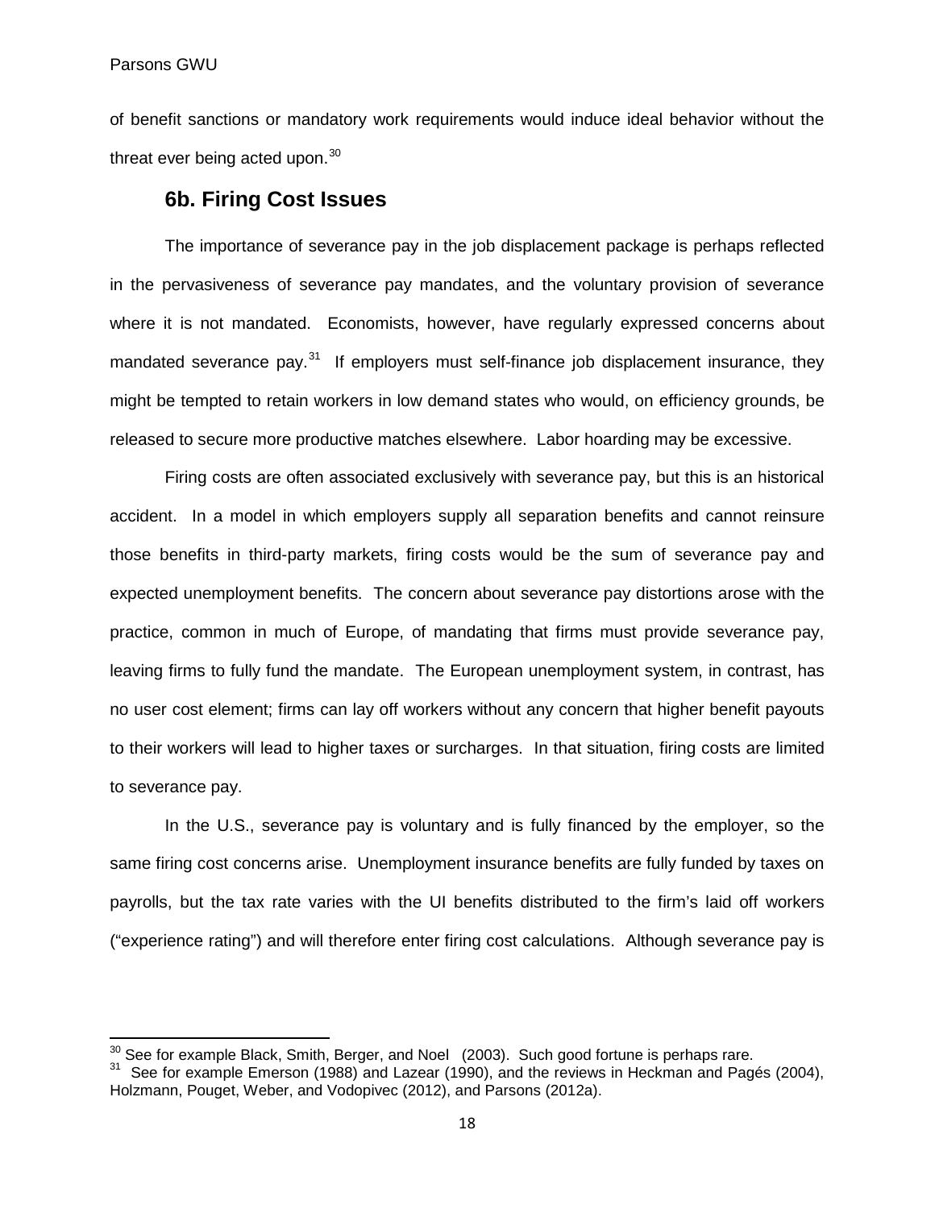of benefit sanctions or mandatory work requirements would induce ideal behavior without the threat ever being acted upon.[30]

## 6b. Firing Cost Issues

The importance of severance pay in the job displacement package is perhaps reflected in the pervasiveness of severance pay mandates, and the voluntary provision of severance where it is not mandated. Economists, however, have regularly expressed concerns about mandated severance pay.[31] If employers must self-finance job displacement insurance, they might be tempted to retain workers in low demand states who would, on efficiency grounds, be released to secure more productive matches elsewhere. Labor hoarding may be excessive.

Firing costs are often associated exclusively with severance pay, but this is an historical accident. In a model in which employers supply all separation benefits and cannot reinsure those benefits in third-party markets, firing costs would be the sum of severance pay and expected unemployment benefits. The concern about severance pay distortions arose with the practice, common in much of Europe, of mandating that firms must provide severance pay, leaving firms to fully fund the mandate. The European unemployment system, in contrast, has no user cost element; firms can lay off workers without any concern that higher benefit payouts to their workers will lead to higher taxes or surcharges. In that situation, firing costs are limited to severance pay.

In the U.S., severance pay is voluntary and is fully financed by the employer, so the same firing cost concerns arise. Unemployment insurance benefits are fully funded by taxes on payrolls, but the tax rate varies with the UI benefits distributed to the firm's laid off workers ("experience rating") and will therefore enter firing cost calculations. Although severance pay is

---

[30] See for example Black, Smith, Berger, and Noel (2003). Such good fortune is perhaps rare.

[31] See for example Emerson (1988) and Lazear (1990), and the reviews in Heckman and Pagés (2004), Holzmann, Pouget, Weber, and Vodopivec (2012), and Parsons (2012a).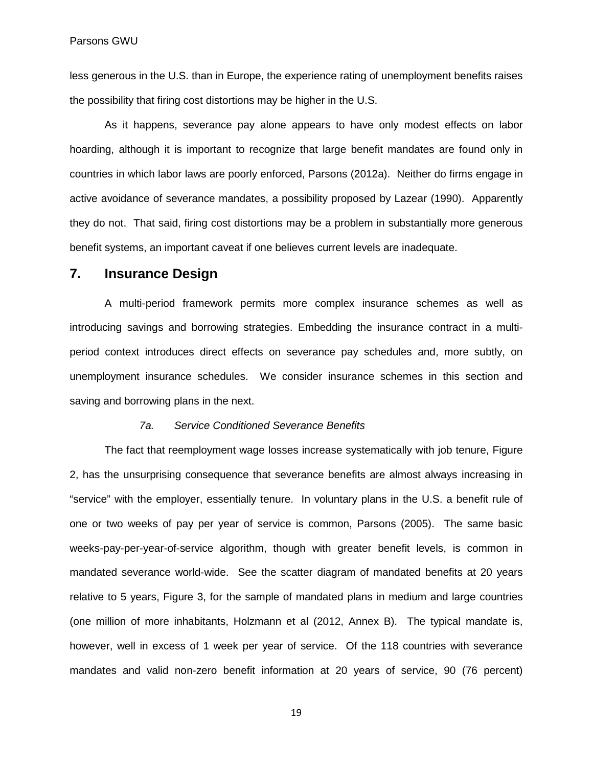less generous in the U.S. than in Europe, the experience rating of unemployment benefits raises the possibility that firing cost distortions may be higher in the U.S.

As it happens, severance pay alone appears to have only modest effects on labor hoarding, although it is important to recognize that large benefit mandates are found only in countries in which labor laws are poorly enforced, Parsons (2012a). Neither do firms engage in active avoidance of severance mandates, a possibility proposed by Lazear (1990). Apparently they do not. That said, firing cost distortions may be a problem in substantially more generous benefit systems, an important caveat if one believes current levels are inadequate.

## 7. Insurance Design

A multi-period framework permits more complex insurance schemes as well as introducing savings and borrowing strategies. Embedding the insurance contract in a multi-period context introduces direct effects on severance pay schedules and, more subtly, on unemployment insurance schedules. We consider insurance schemes in this section and saving and borrowing plans in the next.

### *7a. Service Conditioned Severance Benefits*

The fact that reemployment wage losses increase systematically with job tenure, Figure 2, has the unsurprising consequence that severance benefits are almost always increasing in "service" with the employer, essentially tenure. In voluntary plans in the U.S. a benefit rule of one or two weeks of pay per year of service is common, Parsons (2005). The same basic weeks-pay-per-year-of-service algorithm, though with greater benefit levels, is common in mandated severance world-wide. See the scatter diagram of mandated benefits at 20 years relative to 5 years, Figure 3, for the sample of mandated plans in medium and large countries (one million of more inhabitants, Holzmann et al (2012, Annex B). The typical mandate is, however, well in excess of 1 week per year of service. Of the 118 countries with severance mandates and valid non-zero benefit information at 20 years of service, 90 (76 percent)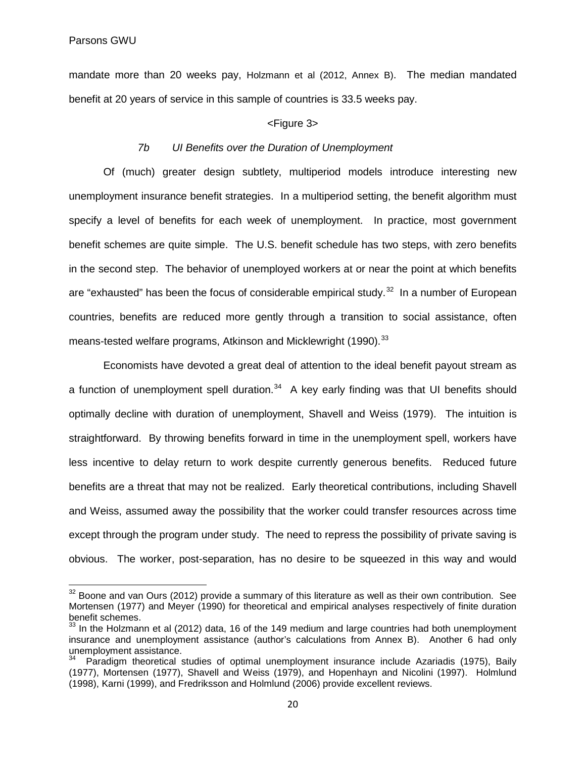mandate more than 20 weeks pay, Holzmann et al (2012, Annex B). The median mandated benefit at 20 years of service in this sample of countries is 33.5 weeks pay.

<Figure 3>

### *7b UI Benefits over the Duration of Unemployment*

Of (much) greater design subtlety, multiperiod models introduce interesting new unemployment insurance benefit strategies. In a multiperiod setting, the benefit algorithm must specify a level of benefits for each week of unemployment. In practice, most government benefit schemes are quite simple. The U.S. benefit schedule has two steps, with zero benefits in the second step. The behavior of unemployed workers at or near the point at which benefits are "exhausted" has been the focus of considerable empirical study.[32] In a number of European countries, benefits are reduced more gently through a transition to social assistance, often means-tested welfare programs, Atkinson and Micklewright (1990).[33]

Economists have devoted a great deal of attention to the ideal benefit payout stream as a function of unemployment spell duration.[34] A key early finding was that UI benefits should optimally decline with duration of unemployment, Shavell and Weiss (1979). The intuition is straightforward. By throwing benefits forward in time in the unemployment spell, workers have less incentive to delay return to work despite currently generous benefits. Reduced future benefits are a threat that may not be realized. Early theoretical contributions, including Shavell and Weiss, assumed away the possibility that the worker could transfer resources across time except through the program under study. The need to repress the possibility of private saving is obvious. The worker, post-separation, has no desire to be squeezed in this way and would

---

[32] Boone and van Ours (2012) provide a summary of this literature as well as their own contribution. See Mortensen (1977) and Meyer (1990) for theoretical and empirical analyses respectively of finite duration benefit schemes.

[33] In the Holzmann et al (2012) data, 16 of the 149 medium and large countries had both unemployment insurance and unemployment assistance (author's calculations from Annex B). Another 6 had only unemployment assistance.

[34] Paradigm theoretical studies of optimal unemployment insurance include Azariadis (1975), Baily (1977), Mortensen (1977), Shavell and Weiss (1979), and Hopenhayn and Nicolini (1997). Holmlund (1998), Karni (1999), and Fredriksson and Holmlund (2006) provide excellent reviews.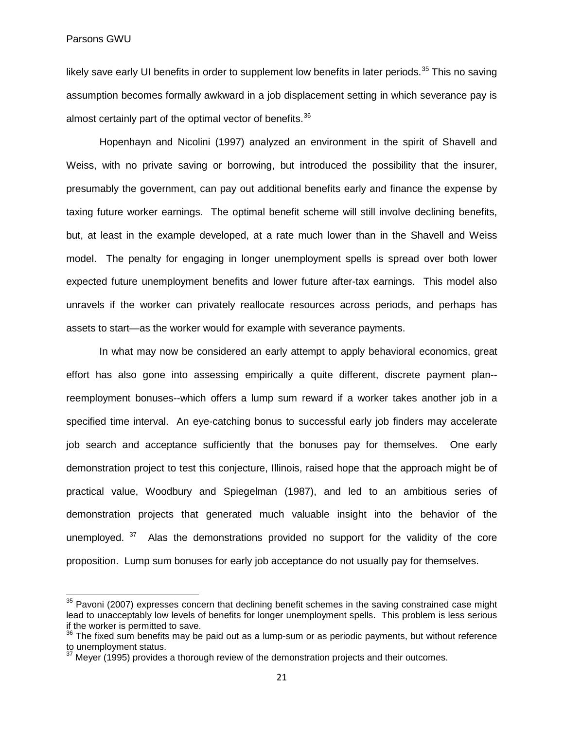likely save early UI benefits in order to supplement low benefits in later periods.[35] This no saving assumption becomes formally awkward in a job displacement setting in which severance pay is almost certainly part of the optimal vector of benefits.[36]

Hopenhayn and Nicolini (1997) analyzed an environment in the spirit of Shavell and Weiss, with no private saving or borrowing, but introduced the possibility that the insurer, presumably the government, can pay out additional benefits early and finance the expense by taxing future worker earnings. The optimal benefit scheme will still involve declining benefits, but, at least in the example developed, at a rate much lower than in the Shavell and Weiss model. The penalty for engaging in longer unemployment spells is spread over both lower expected future unemployment benefits and lower future after-tax earnings. This model also unravels if the worker can privately reallocate resources across periods, and perhaps has assets to start—as the worker would for example with severance payments.

In what may now be considered an early attempt to apply behavioral economics, great effort has also gone into assessing empirically a quite different, discrete payment plan--reemployment bonuses--which offers a lump sum reward if a worker takes another job in a specified time interval. An eye-catching bonus to successful early job finders may accelerate job search and acceptance sufficiently that the bonuses pay for themselves. One early demonstration project to test this conjecture, Illinois, raised hope that the approach might be of practical value, Woodbury and Spiegelman (1987), and led to an ambitious series of demonstration projects that generated much valuable insight into the behavior of the unemployed.[37] Alas the demonstrations provided no support for the validity of the core proposition. Lump sum bonuses for early job acceptance do not usually pay for themselves.

[35] Pavoni (2007) expresses concern that declining benefit schemes in the saving constrained case might lead to unacceptably low levels of benefits for longer unemployment spells. This problem is less serious if the worker is permitted to save.

[36] The fixed sum benefits may be paid out as a lump-sum or as periodic payments, but without reference to unemployment status.

[37] Meyer (1995) provides a thorough review of the demonstration projects and their outcomes.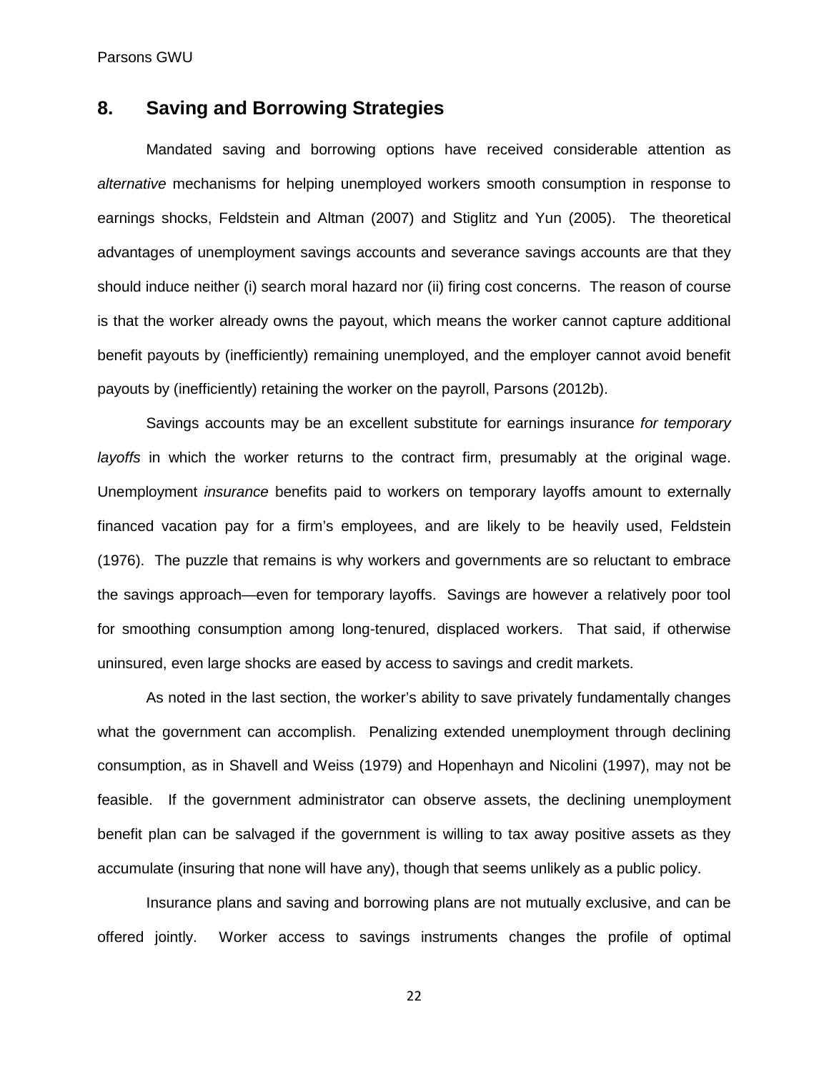## 8. Saving and Borrowing Strategies

Mandated saving and borrowing options have received considerable attention as *alternative* mechanisms for helping unemployed workers smooth consumption in response to earnings shocks, Feldstein and Altman (2007) and Stiglitz and Yun (2005). The theoretical advantages of unemployment savings accounts and severance savings accounts are that they should induce neither (i) search moral hazard nor (ii) firing cost concerns. The reason of course is that the worker already owns the payout, which means the worker cannot capture additional benefit payouts by (inefficiently) remaining unemployed, and the employer cannot avoid benefit payouts by (inefficiently) retaining the worker on the payroll, Parsons (2012b).

Savings accounts may be an excellent substitute for earnings insurance *for temporary layoffs* in which the worker returns to the contract firm, presumably at the original wage. Unemployment *insurance* benefits paid to workers on temporary layoffs amount to externally financed vacation pay for a firm's employees, and are likely to be heavily used, Feldstein (1976). The puzzle that remains is why workers and governments are so reluctant to embrace the savings approach—even for temporary layoffs. Savings are however a relatively poor tool for smoothing consumption among long-tenured, displaced workers. That said, if otherwise uninsured, even large shocks are eased by access to savings and credit markets.

As noted in the last section, the worker's ability to save privately fundamentally changes what the government can accomplish. Penalizing extended unemployment through declining consumption, as in Shavell and Weiss (1979) and Hopenhayn and Nicolini (1997), may not be feasible. If the government administrator can observe assets, the declining unemployment benefit plan can be salvaged if the government is willing to tax away positive assets as they accumulate (insuring that none will have any), though that seems unlikely as a public policy.

Insurance plans and saving and borrowing plans are not mutually exclusive, and can be offered jointly. Worker access to savings instruments changes the profile of optimal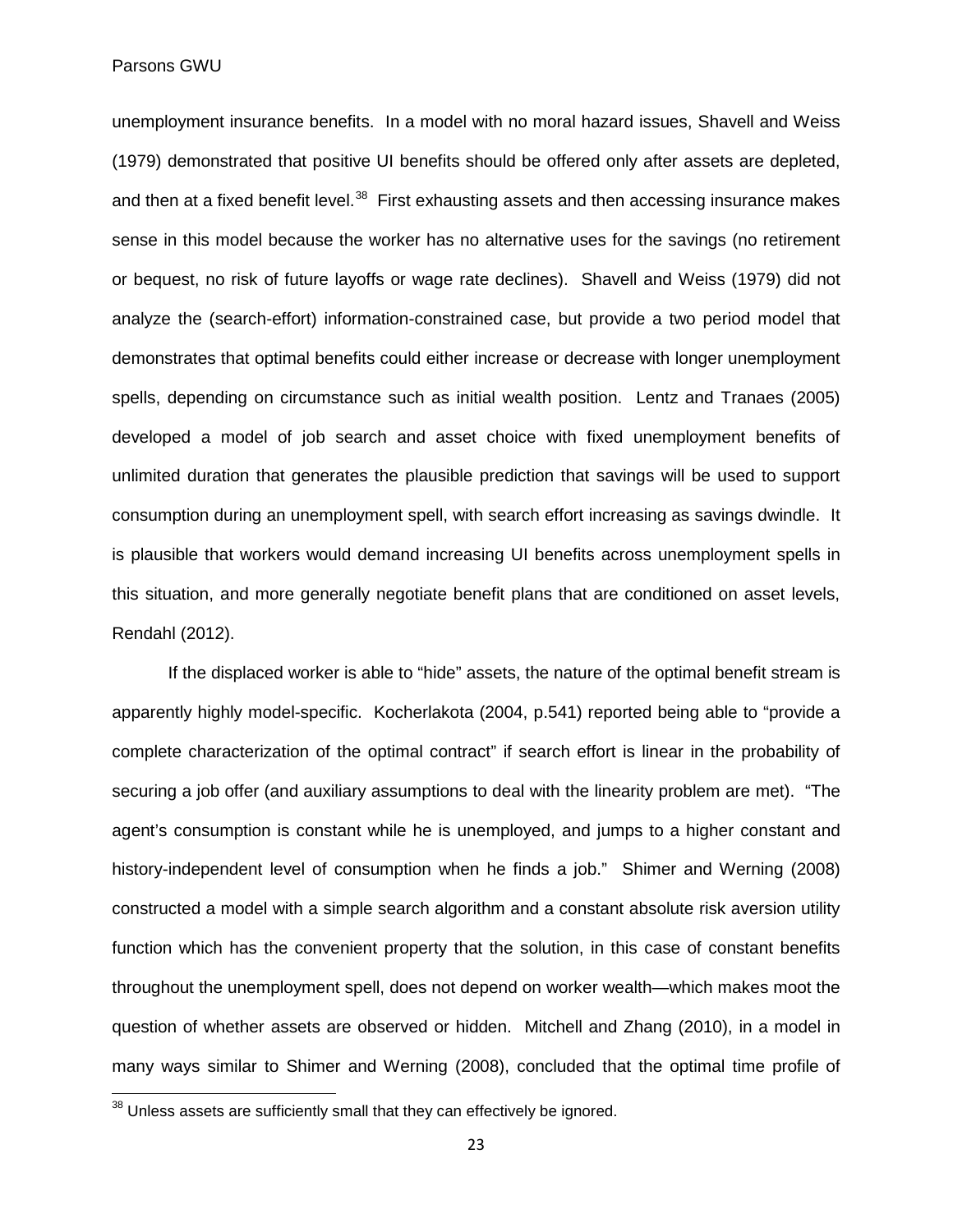unemployment insurance benefits. In a model with no moral hazard issues, Shavell and Weiss (1979) demonstrated that positive UI benefits should be offered only after assets are depleted, and then at a fixed benefit level.[38] First exhausting assets and then accessing insurance makes sense in this model because the worker has no alternative uses for the savings (no retirement or bequest, no risk of future layoffs or wage rate declines). Shavell and Weiss (1979) did not analyze the (search-effort) information-constrained case, but provide a two period model that demonstrates that optimal benefits could either increase or decrease with longer unemployment spells, depending on circumstance such as initial wealth position. Lentz and Tranaes (2005) developed a model of job search and asset choice with fixed unemployment benefits of unlimited duration that generates the plausible prediction that savings will be used to support consumption during an unemployment spell, with search effort increasing as savings dwindle. It is plausible that workers would demand increasing UI benefits across unemployment spells in this situation, and more generally negotiate benefit plans that are conditioned on asset levels, Rendahl (2012).

If the displaced worker is able to "hide" assets, the nature of the optimal benefit stream is apparently highly model-specific. Kocherlakota (2004, p.541) reported being able to "provide a complete characterization of the optimal contract" if search effort is linear in the probability of securing a job offer (and auxiliary assumptions to deal with the linearity problem are met). "The agent's consumption is constant while he is unemployed, and jumps to a higher constant and history-independent level of consumption when he finds a job." Shimer and Werning (2008) constructed a model with a simple search algorithm and a constant absolute risk aversion utility function which has the convenient property that the solution, in this case of constant benefits throughout the unemployment spell, does not depend on worker wealth—which makes moot the question of whether assets are observed or hidden. Mitchell and Zhang (2010), in a model in many ways similar to Shimer and Werning (2008), concluded that the optimal time profile of

[38] Unless assets are sufficiently small that they can effectively be ignored.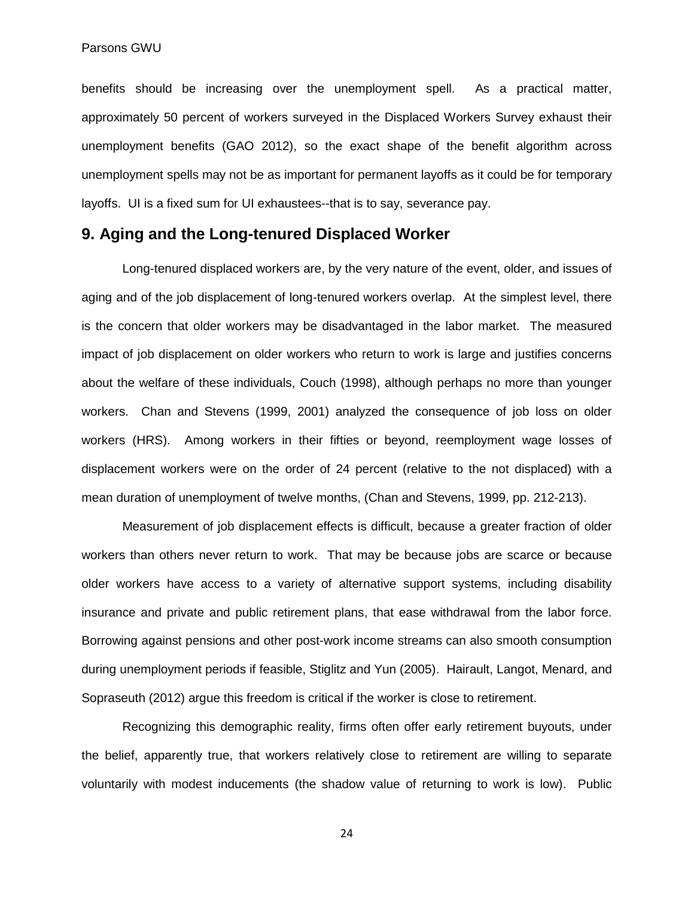benefits should be increasing over the unemployment spell. As a practical matter, approximately 50 percent of workers surveyed in the Displaced Workers Survey exhaust their unemployment benefits (GAO 2012), so the exact shape of the benefit algorithm across unemployment spells may not be as important for permanent layoffs as it could be for temporary layoffs. UI is a fixed sum for UI exhaustees--that is to say, severance pay.

## 9. Aging and the Long-tenured Displaced Worker

Long-tenured displaced workers are, by the very nature of the event, older, and issues of aging and of the job displacement of long-tenured workers overlap. At the simplest level, there is the concern that older workers may be disadvantaged in the labor market. The measured impact of job displacement on older workers who return to work is large and justifies concerns about the welfare of these individuals, Couch (1998), although perhaps no more than younger workers. Chan and Stevens (1999, 2001) analyzed the consequence of job loss on older workers (HRS). Among workers in their fifties or beyond, reemployment wage losses of displacement workers were on the order of 24 percent (relative to the not displaced) with a mean duration of unemployment of twelve months, (Chan and Stevens, 1999, pp. 212-213).

Measurement of job displacement effects is difficult, because a greater fraction of older workers than others never return to work. That may be because jobs are scarce or because older workers have access to a variety of alternative support systems, including disability insurance and private and public retirement plans, that ease withdrawal from the labor force. Borrowing against pensions and other post-work income streams can also smooth consumption during unemployment periods if feasible, Stiglitz and Yun (2005). Hairault, Langot, Menard, and Sopraseuth (2012) argue this freedom is critical if the worker is close to retirement.

Recognizing this demographic reality, firms often offer early retirement buyouts, under the belief, apparently true, that workers relatively close to retirement are willing to separate voluntarily with modest inducements (the shadow value of returning to work is low). Public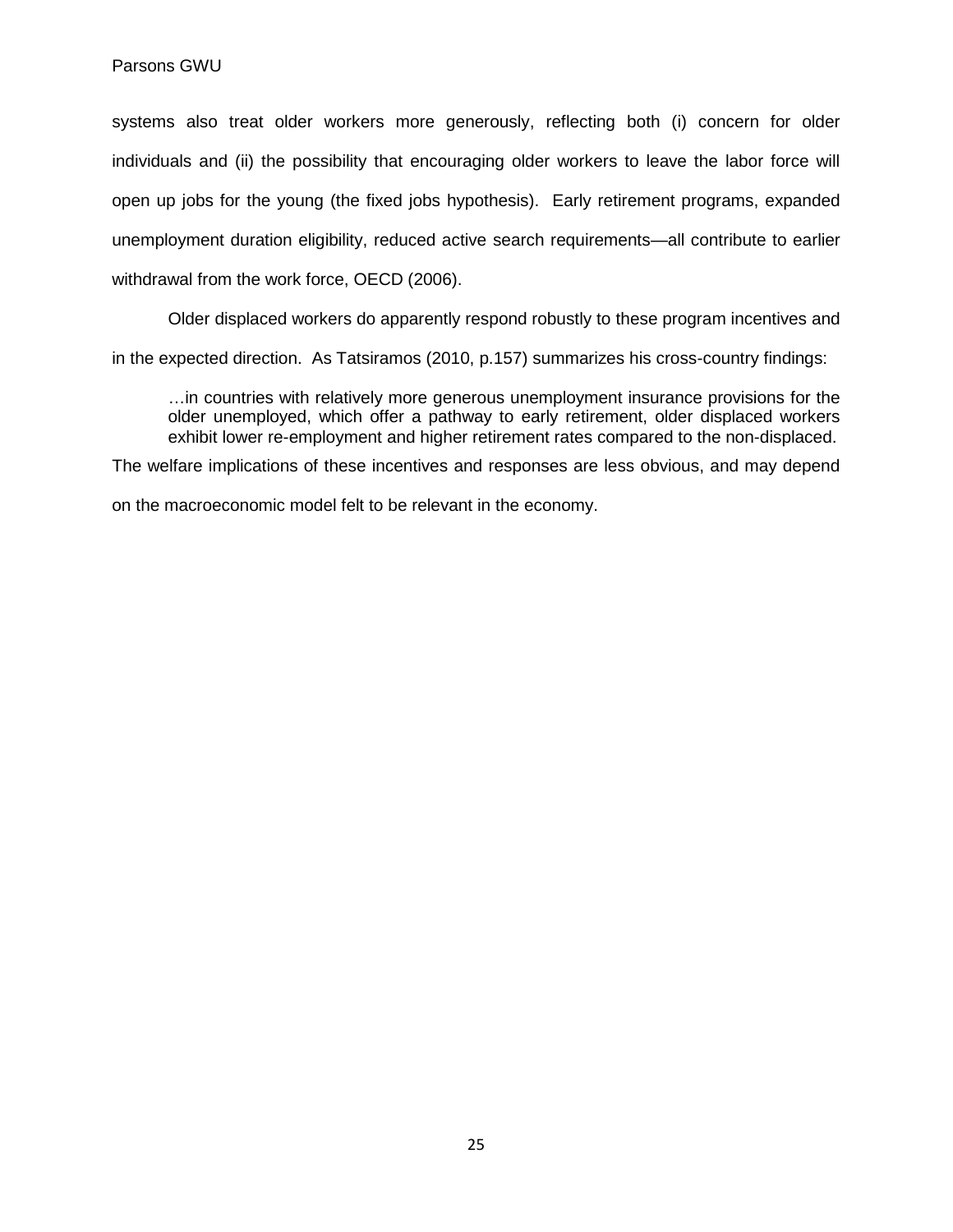systems also treat older workers more generously, reflecting both (i) concern for older individuals and (ii) the possibility that encouraging older workers to leave the labor force will open up jobs for the young (the fixed jobs hypothesis). Early retirement programs, expanded unemployment duration eligibility, reduced active search requirements—all contribute to earlier withdrawal from the work force, OECD (2006).

Older displaced workers do apparently respond robustly to these program incentives and in the expected direction. As Tatsiramos (2010, p.157) summarizes his cross-country findings:

> …in countries with relatively more generous unemployment insurance provisions for the older unemployed, which offer a pathway to early retirement, older displaced workers exhibit lower re-employment and higher retirement rates compared to the non-displaced.

The welfare implications of these incentives and responses are less obvious, and may depend on the macroeconomic model felt to be relevant in the economy.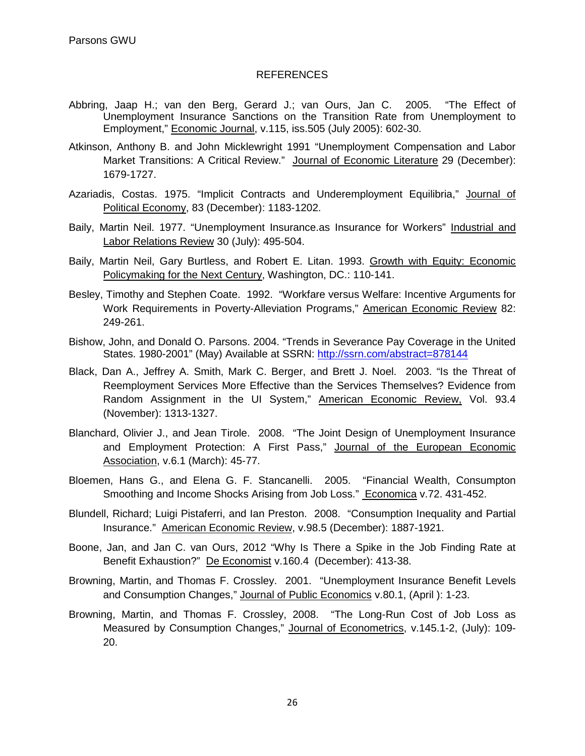## REFERENCES

Abbring, Jaap H.; van den Berg, Gerard J.; van Ours, Jan C. 2005. "The Effect of Unemployment Insurance Sanctions on the Transition Rate from Unemployment to Employment," Economic Journal, v.115, iss.505 (July 2005): 602-30.

Atkinson, Anthony B. and John Micklewright 1991 "Unemployment Compensation and Labor Market Transitions: A Critical Review." Journal of Economic Literature 29 (December): 1679-1727.

Azariadis, Costas. 1975. "Implicit Contracts and Underemployment Equilibria," Journal of Political Economy, 83 (December): 1183-1202.

Baily, Martin Neil. 1977. "Unemployment Insurance.as Insurance for Workers" Industrial and Labor Relations Review 30 (July): 495-504.

Baily, Martin Neil, Gary Burtless, and Robert E. Litan. 1993. Growth with Equity: Economic Policymaking for the Next Century, Washington, DC.: 110-141.

Besley, Timothy and Stephen Coate. 1992. "Workfare versus Welfare: Incentive Arguments for Work Requirements in Poverty-Alleviation Programs," American Economic Review 82: 249-261.

Bishow, John, and Donald O. Parsons. 2004. "Trends in Severance Pay Coverage in the United States. 1980-2001" (May) Available at SSRN: http://ssrn.com/abstract=878144

Black, Dan A., Jeffrey A. Smith, Mark C. Berger, and Brett J. Noel. 2003. "Is the Threat of Reemployment Services More Effective than the Services Themselves? Evidence from Random Assignment in the UI System," American Economic Review, Vol. 93.4 (November): 1313-1327.

Blanchard, Olivier J., and Jean Tirole. 2008. "The Joint Design of Unemployment Insurance and Employment Protection: A First Pass," Journal of the European Economic Association, v.6.1 (March): 45-77.

Bloemen, Hans G., and Elena G. F. Stancanelli. 2005. "Financial Wealth, Consumpton Smoothing and Income Shocks Arising from Job Loss." Economica v.72. 431-452.

Blundell, Richard; Luigi Pistaferri, and Ian Preston. 2008. "Consumption Inequality and Partial Insurance." American Economic Review, v.98.5 (December): 1887-1921.

Boone, Jan, and Jan C. van Ours, 2012 "Why Is There a Spike in the Job Finding Rate at Benefit Exhaustion?" De Economist v.160.4 (December): 413-38.

Browning, Martin, and Thomas F. Crossley. 2001. "Unemployment Insurance Benefit Levels and Consumption Changes," Journal of Public Economics v.80.1, (April ): 1-23.

Browning, Martin, and Thomas F. Crossley, 2008. "The Long-Run Cost of Job Loss as Measured by Consumption Changes," Journal of Econometrics, v.145.1-2, (July): 109-20.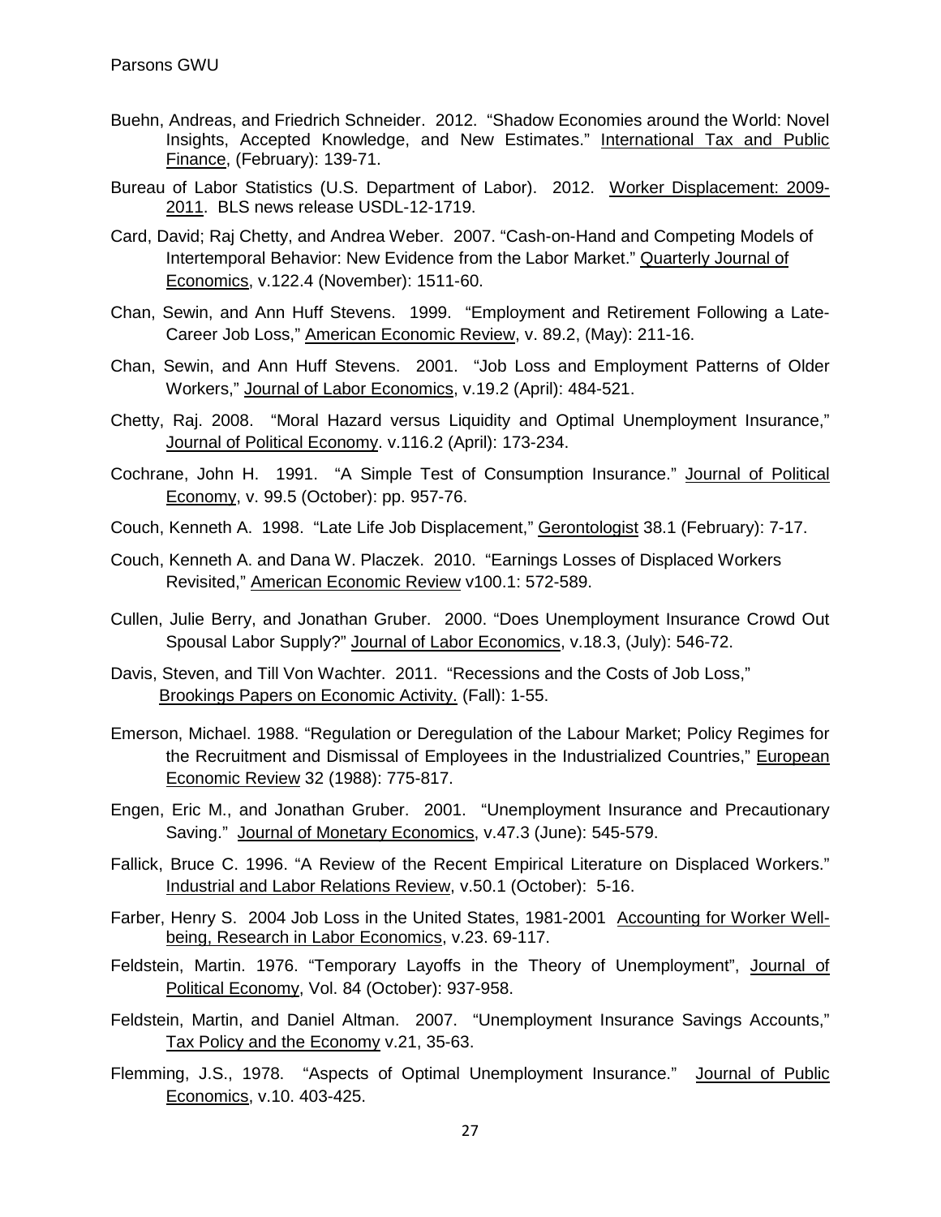Buehn, Andreas, and Friedrich Schneider. 2012. "Shadow Economies around the World: Novel Insights, Accepted Knowledge, and New Estimates." International Tax and Public Finance, (February): 139-71.

Bureau of Labor Statistics (U.S. Department of Labor). 2012. Worker Displacement: 2009-2011. BLS news release USDL-12-1719.

Card, David; Raj Chetty, and Andrea Weber. 2007. "Cash-on-Hand and Competing Models of Intertemporal Behavior: New Evidence from the Labor Market." Quarterly Journal of Economics, v.122.4 (November): 1511-60.

Chan, Sewin, and Ann Huff Stevens. 1999. "Employment and Retirement Following a Late-Career Job Loss," American Economic Review, v. 89.2, (May): 211-16.

Chan, Sewin, and Ann Huff Stevens. 2001. "Job Loss and Employment Patterns of Older Workers," Journal of Labor Economics, v.19.2 (April): 484-521.

Chetty, Raj. 2008. "Moral Hazard versus Liquidity and Optimal Unemployment Insurance," Journal of Political Economy. v.116.2 (April): 173-234.

Cochrane, John H. 1991. "A Simple Test of Consumption Insurance." Journal of Political Economy, v. 99.5 (October): pp. 957-76.

Couch, Kenneth A. 1998. "Late Life Job Displacement," Gerontologist 38.1 (February): 7-17.

Couch, Kenneth A. and Dana W. Placzek. 2010. "Earnings Losses of Displaced Workers Revisited," American Economic Review v100.1: 572-589.

Cullen, Julie Berry, and Jonathan Gruber. 2000. "Does Unemployment Insurance Crowd Out Spousal Labor Supply?" Journal of Labor Economics, v.18.3, (July): 546-72.

Davis, Steven, and Till Von Wachter. 2011. "Recessions and the Costs of Job Loss," Brookings Papers on Economic Activity. (Fall): 1-55.

Emerson, Michael. 1988. "Regulation or Deregulation of the Labour Market; Policy Regimes for the Recruitment and Dismissal of Employees in the Industrialized Countries," European Economic Review 32 (1988): 775-817.

Engen, Eric M., and Jonathan Gruber. 2001. "Unemployment Insurance and Precautionary Saving." Journal of Monetary Economics, v.47.3 (June): 545-579.

Fallick, Bruce C. 1996. "A Review of the Recent Empirical Literature on Displaced Workers." Industrial and Labor Relations Review, v.50.1 (October): 5-16.

Farber, Henry S. 2004 Job Loss in the United States, 1981-2001 Accounting for Worker Well-being, Research in Labor Economics, v.23. 69-117.

Feldstein, Martin. 1976. "Temporary Layoffs in the Theory of Unemployment", Journal of Political Economy, Vol. 84 (October): 937-958.

Feldstein, Martin, and Daniel Altman. 2007. "Unemployment Insurance Savings Accounts," Tax Policy and the Economy v.21, 35-63.

Flemming, J.S., 1978. "Aspects of Optimal Unemployment Insurance." Journal of Public Economics, v.10. 403-425.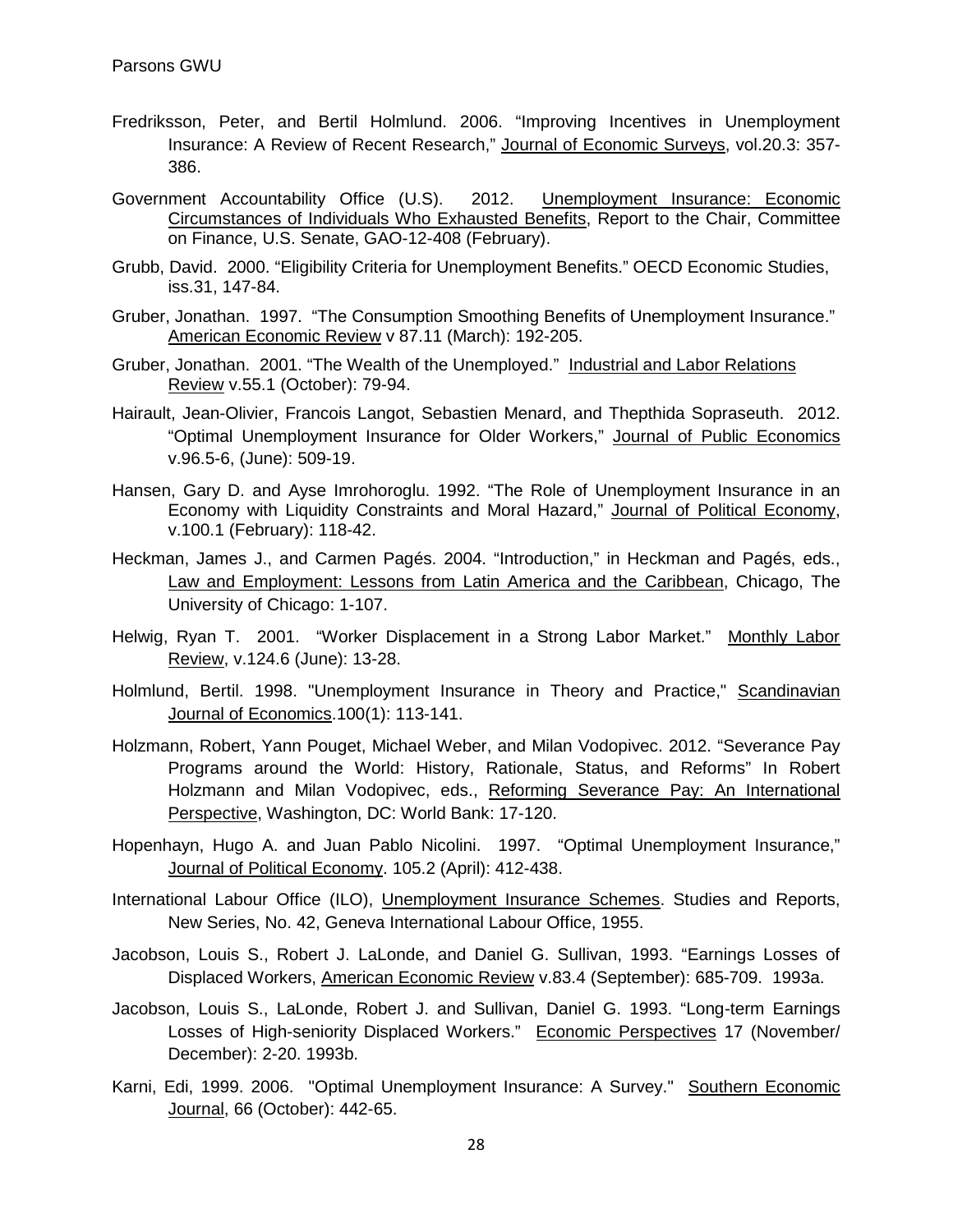Fredriksson, Peter, and Bertil Holmlund. 2006. "Improving Incentives in Unemployment Insurance: A Review of Recent Research," Journal of Economic Surveys, vol.20.3: 357-386.

Government Accountability Office (U.S). 2012. Unemployment Insurance: Economic Circumstances of Individuals Who Exhausted Benefits, Report to the Chair, Committee on Finance, U.S. Senate, GAO-12-408 (February).

Grubb, David. 2000. "Eligibility Criteria for Unemployment Benefits." OECD Economic Studies, iss.31, 147-84.

Gruber, Jonathan. 1997. "The Consumption Smoothing Benefits of Unemployment Insurance." American Economic Review v 87.11 (March): 192-205.

Gruber, Jonathan. 2001. "The Wealth of the Unemployed." Industrial and Labor Relations Review v.55.1 (October): 79-94.

Hairault, Jean-Olivier, Francois Langot, Sebastien Menard, and Thepthida Sopraseuth. 2012. "Optimal Unemployment Insurance for Older Workers," Journal of Public Economics v.96.5-6, (June): 509-19.

Hansen, Gary D. and Ayse Imrohoroglu. 1992. "The Role of Unemployment Insurance in an Economy with Liquidity Constraints and Moral Hazard," Journal of Political Economy, v.100.1 (February): 118-42.

Heckman, James J., and Carmen Pagés. 2004. "Introduction," in Heckman and Pagés, eds., Law and Employment: Lessons from Latin America and the Caribbean, Chicago, The University of Chicago: 1-107.

Helwig, Ryan T. 2001. "Worker Displacement in a Strong Labor Market." Monthly Labor Review, v.124.6 (June): 13-28.

Holmlund, Bertil. 1998. "Unemployment Insurance in Theory and Practice," Scandinavian Journal of Economics.100(1): 113-141.

Holzmann, Robert, Yann Pouget, Michael Weber, and Milan Vodopivec. 2012. "Severance Pay Programs around the World: History, Rationale, Status, and Reforms" In Robert Holzmann and Milan Vodopivec, eds., Reforming Severance Pay: An International Perspective, Washington, DC: World Bank: 17-120.

Hopenhayn, Hugo A. and Juan Pablo Nicolini. 1997. "Optimal Unemployment Insurance," Journal of Political Economy. 105.2 (April): 412-438.

International Labour Office (ILO), Unemployment Insurance Schemes. Studies and Reports, New Series, No. 42, Geneva International Labour Office, 1955.

Jacobson, Louis S., Robert J. LaLonde, and Daniel G. Sullivan, 1993. "Earnings Losses of Displaced Workers, American Economic Review v.83.4 (September): 685-709. 1993a.

Jacobson, Louis S., LaLonde, Robert J. and Sullivan, Daniel G. 1993. "Long-term Earnings Losses of High-seniority Displaced Workers." Economic Perspectives 17 (November/ December): 2-20. 1993b.

Karni, Edi, 1999. 2006. "Optimal Unemployment Insurance: A Survey." Southern Economic Journal, 66 (October): 442-65.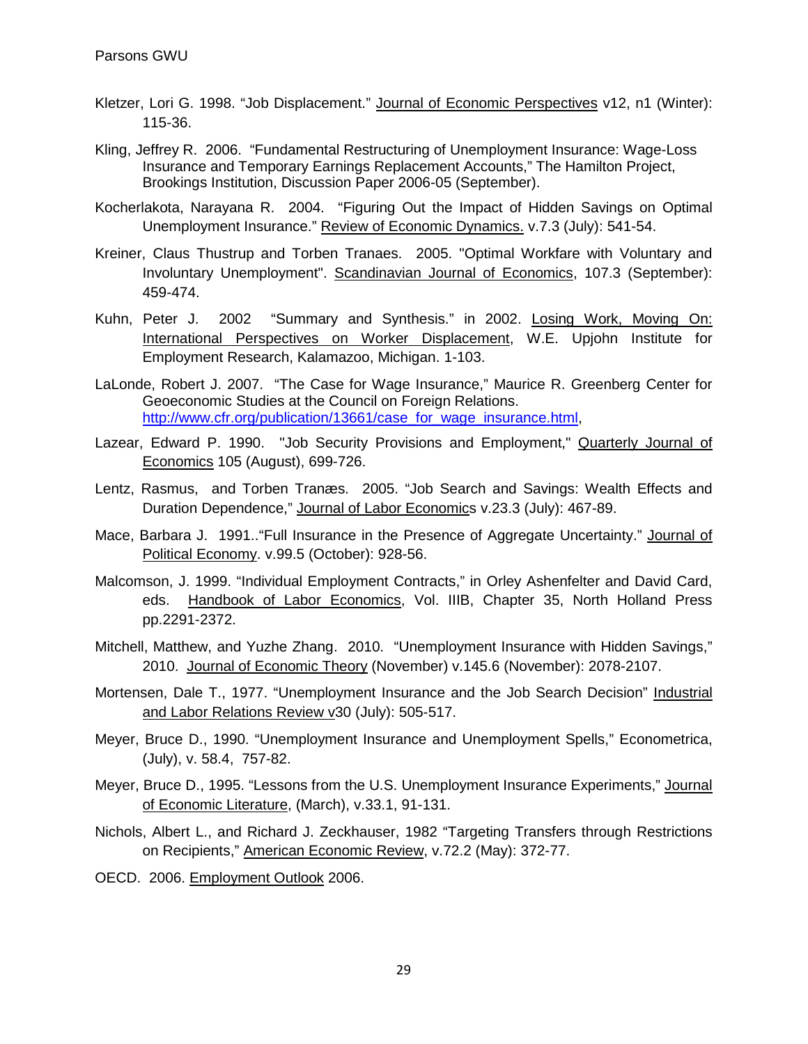Kletzer, Lori G. 1998. "Job Displacement." Journal of Economic Perspectives v12, n1 (Winter): 115-36.

Kling, Jeffrey R. 2006. "Fundamental Restructuring of Unemployment Insurance: Wage-Loss Insurance and Temporary Earnings Replacement Accounts," The Hamilton Project, Brookings Institution, Discussion Paper 2006-05 (September).

Kocherlakota, Narayana R. 2004. "Figuring Out the Impact of Hidden Savings on Optimal Unemployment Insurance." Review of Economic Dynamics. v.7.3 (July): 541-54.

Kreiner, Claus Thustrup and Torben Tranaes. 2005. "Optimal Workfare with Voluntary and Involuntary Unemployment". Scandinavian Journal of Economics, 107.3 (September): 459-474.

Kuhn, Peter J. 2002 "Summary and Synthesis." in 2002. Losing Work, Moving On: International Perspectives on Worker Displacement, W.E. Upjohn Institute for Employment Research, Kalamazoo, Michigan. 1-103.

LaLonde, Robert J. 2007. "The Case for Wage Insurance," Maurice R. Greenberg Center for Geoeconomic Studies at the Council on Foreign Relations. http://www.cfr.org/publication/13661/case_for_wage_insurance.html,

Lazear, Edward P. 1990. "Job Security Provisions and Employment," Quarterly Journal of Economics 105 (August), 699-726.

Lentz, Rasmus, and Torben Tranæs. 2005. "Job Search and Savings: Wealth Effects and Duration Dependence," Journal of Labor Economics v.23.3 (July): 467-89.

Mace, Barbara J. 1991.."Full Insurance in the Presence of Aggregate Uncertainty." Journal of Political Economy. v.99.5 (October): 928-56.

Malcomson, J. 1999. "Individual Employment Contracts," in Orley Ashenfelter and David Card, eds. Handbook of Labor Economics, Vol. IIIB, Chapter 35, North Holland Press pp.2291-2372.

Mitchell, Matthew, and Yuzhe Zhang. 2010. "Unemployment Insurance with Hidden Savings," 2010. Journal of Economic Theory (November) v.145.6 (November): 2078-2107.

Mortensen, Dale T., 1977. "Unemployment Insurance and the Job Search Decision" Industrial and Labor Relations Review v30 (July): 505-517.

Meyer, Bruce D., 1990. "Unemployment Insurance and Unemployment Spells," Econometrica, (July), v. 58.4, 757-82.

Meyer, Bruce D., 1995. "Lessons from the U.S. Unemployment Insurance Experiments," Journal of Economic Literature, (March), v.33.1, 91-131.

Nichols, Albert L., and Richard J. Zeckhauser, 1982 "Targeting Transfers through Restrictions on Recipients," American Economic Review, v.72.2 (May): 372-77.

OECD. 2006. Employment Outlook 2006.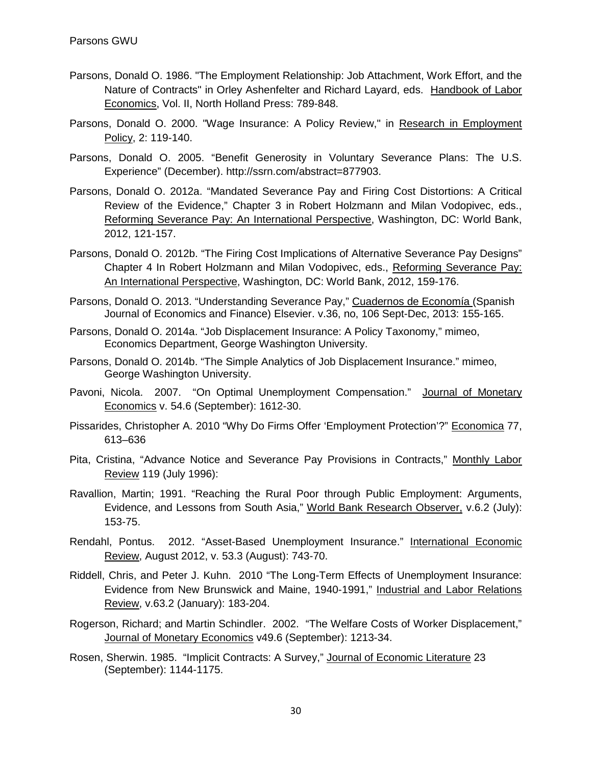Parsons, Donald O. 1986. "The Employment Relationship: Job Attachment, Work Effort, and the Nature of Contracts" in Orley Ashenfelter and Richard Layard, eds. Handbook of Labor Economics, Vol. II, North Holland Press: 789-848.

Parsons, Donald O. 2000. "Wage Insurance: A Policy Review," in Research in Employment Policy, 2: 119-140.

Parsons, Donald O. 2005. "Benefit Generosity in Voluntary Severance Plans: The U.S. Experience" (December). http://ssrn.com/abstract=877903.

Parsons, Donald O. 2012a. "Mandated Severance Pay and Firing Cost Distortions: A Critical Review of the Evidence," Chapter 3 in Robert Holzmann and Milan Vodopivec, eds., Reforming Severance Pay: An International Perspective, Washington, DC: World Bank, 2012, 121-157.

Parsons, Donald O. 2012b. "The Firing Cost Implications of Alternative Severance Pay Designs" Chapter 4 In Robert Holzmann and Milan Vodopivec, eds., Reforming Severance Pay: An International Perspective, Washington, DC: World Bank, 2012, 159-176.

Parsons, Donald O. 2013. "Understanding Severance Pay," Cuadernos de Economía (Spanish Journal of Economics and Finance) Elsevier. v.36, no, 106 Sept-Dec, 2013: 155-165.

Parsons, Donald O. 2014a. "Job Displacement Insurance: A Policy Taxonomy," mimeo, Economics Department, George Washington University.

Parsons, Donald O. 2014b. "The Simple Analytics of Job Displacement Insurance." mimeo, George Washington University.

Pavoni, Nicola. 2007. "On Optimal Unemployment Compensation." Journal of Monetary Economics v. 54.6 (September): 1612-30.

Pissarides, Christopher A. 2010 "Why Do Firms Offer 'Employment Protection'?" Economica 77, 613–636

Pita, Cristina, "Advance Notice and Severance Pay Provisions in Contracts," Monthly Labor Review 119 (July 1996):

Ravallion, Martin; 1991. "Reaching the Rural Poor through Public Employment: Arguments, Evidence, and Lessons from South Asia," World Bank Research Observer, v.6.2 (July): 153-75.

Rendahl, Pontus. 2012. "Asset-Based Unemployment Insurance." International Economic Review, August 2012, v. 53.3 (August): 743-70.

Riddell, Chris, and Peter J. Kuhn. 2010 "The Long-Term Effects of Unemployment Insurance: Evidence from New Brunswick and Maine, 1940-1991," Industrial and Labor Relations Review, v.63.2 (January): 183-204.

Rogerson, Richard; and Martin Schindler. 2002. "The Welfare Costs of Worker Displacement," Journal of Monetary Economics v49.6 (September): 1213-34.

Rosen, Sherwin. 1985. "Implicit Contracts: A Survey," Journal of Economic Literature 23 (September): 1144-1175.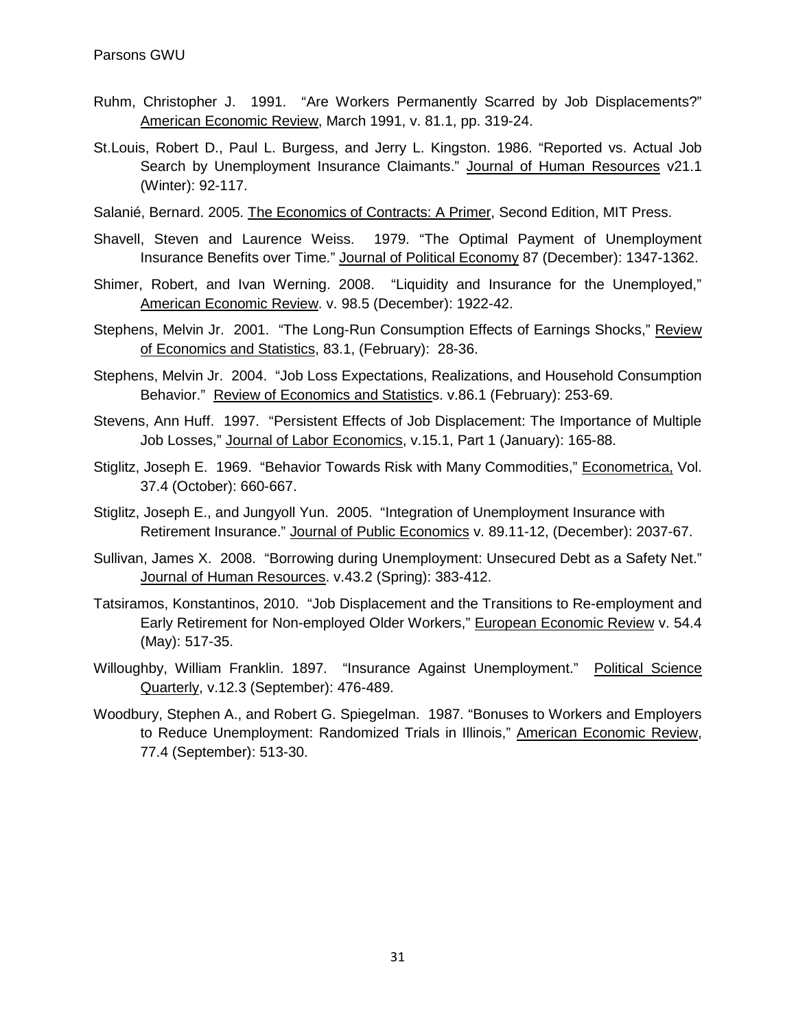Ruhm, Christopher J. 1991. "Are Workers Permanently Scarred by Job Displacements?" American Economic Review, March 1991, v. 81.1, pp. 319-24.

St.Louis, Robert D., Paul L. Burgess, and Jerry L. Kingston. 1986. "Reported vs. Actual Job Search by Unemployment Insurance Claimants." Journal of Human Resources v21.1 (Winter): 92-117.

Salanié, Bernard. 2005. The Economics of Contracts: A Primer, Second Edition, MIT Press.

Shavell, Steven and Laurence Weiss. 1979. "The Optimal Payment of Unemployment Insurance Benefits over Time." Journal of Political Economy 87 (December): 1347-1362.

Shimer, Robert, and Ivan Werning. 2008. "Liquidity and Insurance for the Unemployed," American Economic Review. v. 98.5 (December): 1922-42.

Stephens, Melvin Jr. 2001. "The Long-Run Consumption Effects of Earnings Shocks," Review of Economics and Statistics, 83.1, (February): 28-36.

Stephens, Melvin Jr. 2004. "Job Loss Expectations, Realizations, and Household Consumption Behavior." Review of Economics and Statistics. v.86.1 (February): 253-69.

Stevens, Ann Huff. 1997. "Persistent Effects of Job Displacement: The Importance of Multiple Job Losses," Journal of Labor Economics, v.15.1, Part 1 (January): 165-88.

Stiglitz, Joseph E. 1969. "Behavior Towards Risk with Many Commodities," Econometrica, Vol. 37.4 (October): 660-667.

Stiglitz, Joseph E., and Jungyoll Yun. 2005. "Integration of Unemployment Insurance with Retirement Insurance." Journal of Public Economics v. 89.11-12, (December): 2037-67.

Sullivan, James X. 2008. "Borrowing during Unemployment: Unsecured Debt as a Safety Net." Journal of Human Resources. v.43.2 (Spring): 383-412.

Tatsiramos, Konstantinos, 2010. "Job Displacement and the Transitions to Re-employment and Early Retirement for Non-employed Older Workers," European Economic Review v. 54.4 (May): 517-35.

Willoughby, William Franklin. 1897. "Insurance Against Unemployment." Political Science Quarterly, v.12.3 (September): 476-489.

Woodbury, Stephen A., and Robert G. Spiegelman. 1987. "Bonuses to Workers and Employers to Reduce Unemployment: Randomized Trials in Illinois," American Economic Review, 77.4 (September): 513-30.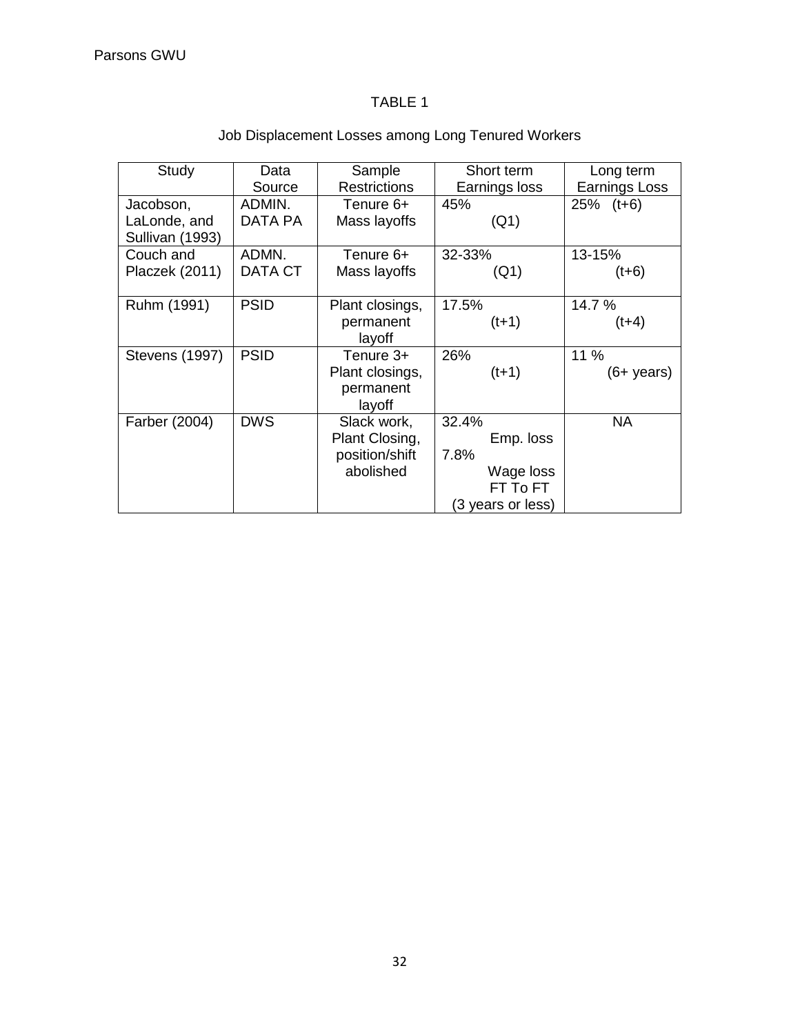TABLE 1

Job Displacement Losses among Long Tenured Workers

| Study | Data Source | Sample Restrictions | Short term Earnings loss | Long term Earnings Loss |
|---|---|---|---|---|
| Jacobson, LaLonde, and Sullivan (1993) | ADMIN. DATA PA | Tenure 6+ Mass layoffs | 45% (Q1) | 25% (t+6) |
| Couch and Placzek (2011) | ADMN. DATA CT | Tenure 6+ Mass layoffs | 32-33% (Q1) | 13-15% (t+6) |
| Ruhm (1991) | PSID | Plant closings, permanent layoff | 17.5% (t+1) | 14.7 % (t+4) |
| Stevens (1997) | PSID | Tenure 3+ Plant closings, permanent layoff | 26% (t+1) | 11 % (6+ years) |
| Farber (2004) | DWS | Slack work, Plant Closing, position/shift abolished | 32.4% Emp. loss 7.8% Wage loss FT To FT (3 years or less) | NA |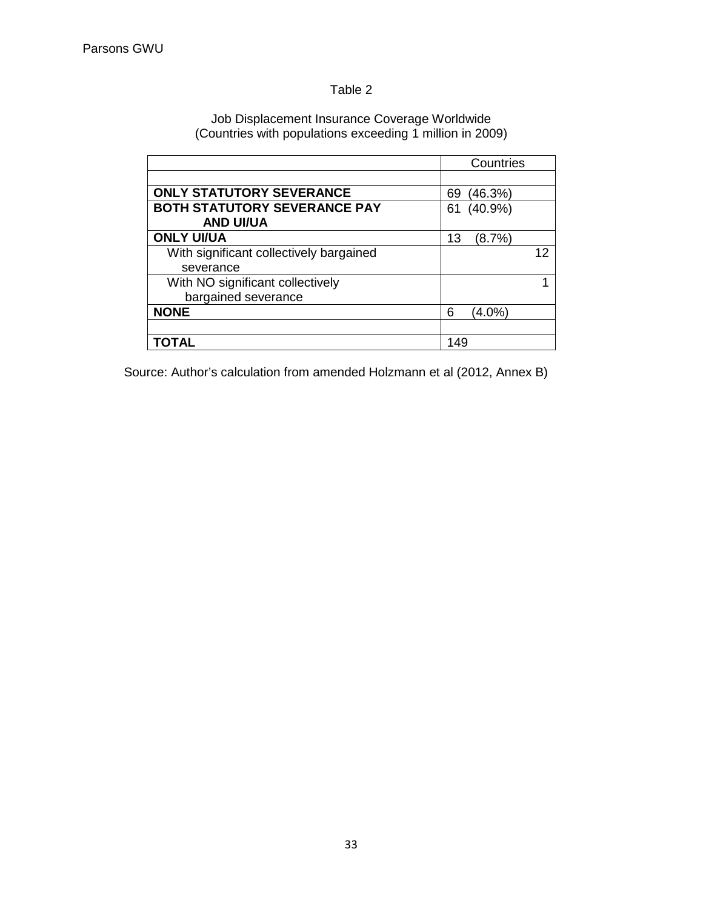Table 2

Job Displacement Insurance Coverage Worldwide
(Countries with populations exceeding 1 million in 2009)

| | Countries |
|---|---|
| | |
| **ONLY STATUTORY SEVERANCE** | 69 (46.3%) |
| **BOTH STATUTORY SEVERANCE PAY AND UI/UA** | 61 (40.9%) |
| **ONLY UI/UA** | 13 (8.7%) |
| With significant collectively bargained severance | 12 |
| With NO significant collectively bargained severance | 1 |
| **NONE** | 6 (4.0%) |
| | |
| **TOTAL** | 149 |

Source: Author's calculation from amended Holzmann et al (2012, Annex B)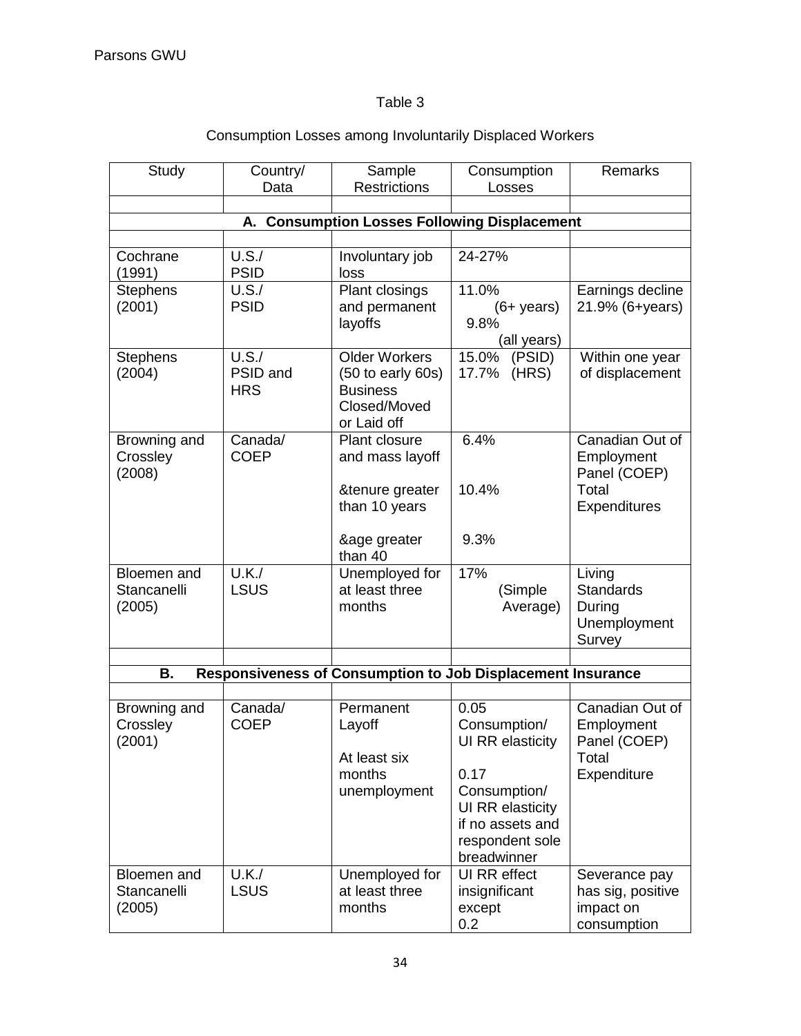Table 3

Consumption Losses among Involuntarily Displaced Workers

| Study | Country/ Data | Sample Restrictions | Consumption Losses | Remarks |
|---|---|---|---|---|
| | | | | |
| **A. Consumption Losses Following Displacement** | | | | |
| | | | | |
| Cochrane (1991) | U.S./ PSID | Involuntary job loss | 24-27% | |
| Stephens (2001) | U.S./ PSID | Plant closings and permanent layoffs | 11.0% (6+ years) 9.8% (all years) | Earnings decline 21.9% (6+years) |
| Stephens (2004) | U.S./ PSID and HRS | Older Workers (50 to early 60s) Business Closed/Moved or Laid off | 15.0% (PSID) 17.7% (HRS) | Within one year of displacement |
| Browning and Crossley (2008) | Canada/ COEP | Plant closure and mass layoff<br><br>&tenure greater than 10 years<br><br>&age greater than 40 | 6.4%<br><br>10.4%<br><br>9.3% | Canadian Out of Employment Panel (COEP) Total Expenditures |
| Bloemen and Stancanelli (2005) | U.K./ LSUS | Unemployed for at least three months | 17% (Simple Average) | Living Standards During Unemployment Survey |
| | | | | |
| **B. Responsiveness of Consumption to Job Displacement Insurance** | | | | |
| | | | | |
| Browning and Crossley (2001) | Canada/ COEP | Permanent Layoff<br><br>At least six months unemployment | 0.05 Consumption/ UI RR elasticity<br><br>0.17 Consumption/ UI RR elasticity if no assets and respondent sole breadwinner | Canadian Out of Employment Panel (COEP) Total Expenditure |
| Bloemen and Stancanelli (2005) | U.K./ LSUS | Unemployed for at least three months | UI RR effect insignificant except 0.2 | Severance pay has sig, positive impact on consumption |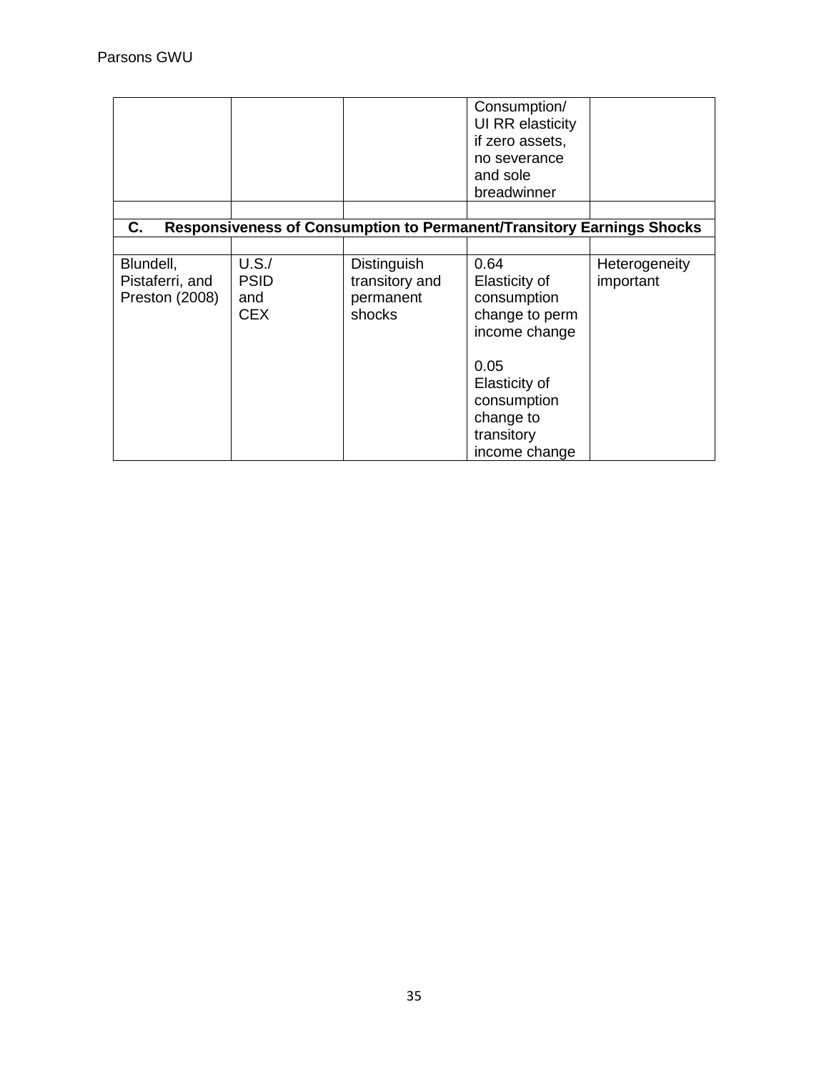| | | | Consumption/ UI RR elasticity if zero assets, no severance and sole breadwinner | |
|---|---|---|---|---|
| | | | | |
| **C. Responsiveness of Consumption to Permanent/Transitory Earnings Shocks** | | | | |
| | | | | |
| Blundell, Pistaferri, and Preston (2008) | U.S./ PSID and CEX | Distinguish transitory and permanent shocks | 0.64 Elasticity of consumption change to perm income change<br><br>0.05 Elasticity of consumption change to transitory income change | Heterogeneity important |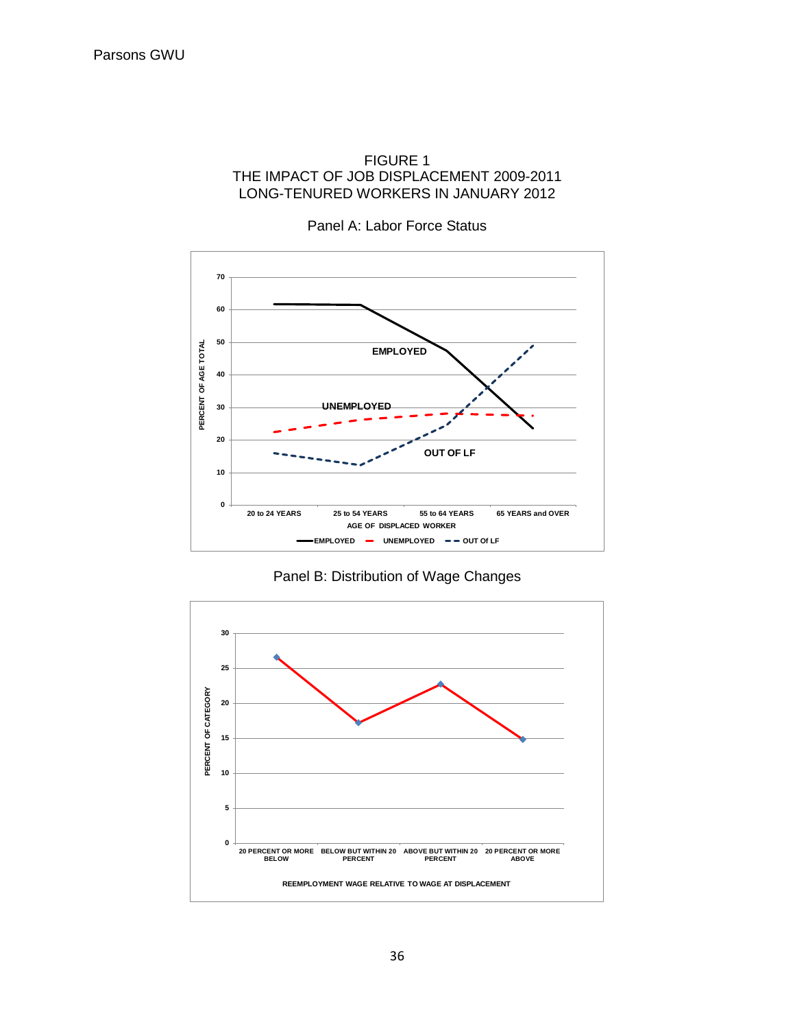FIGURE 1

THE IMPACT OF JOB DISPLACEMENT 2009-2011

LONG-TENURED WORKERS IN JANUARY 2012

Panel A: Labor Force Status

Panel B: Distribution of Wage Changes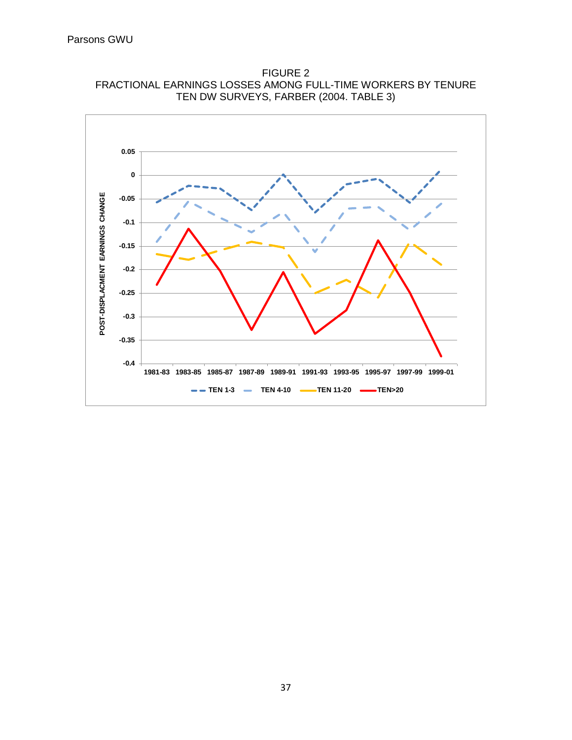FIGURE 2
FRACTIONAL EARNINGS LOSSES AMONG FULL-TIME WORKERS BY TENURE
TEN DW SURVEYS, FARBER (2004. TABLE 3)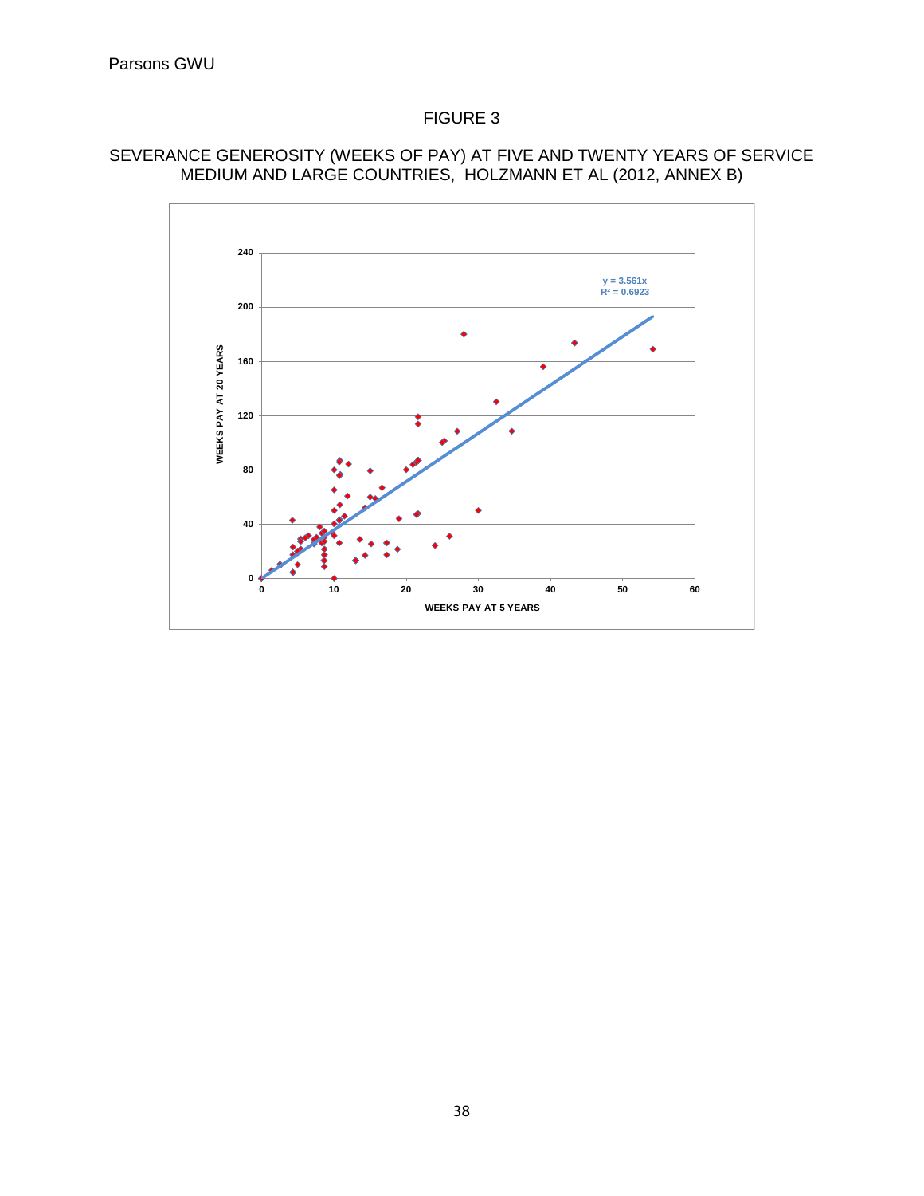FIGURE 3

SEVERANCE GENEROSITY (WEEKS OF PAY) AT FIVE AND TWENTY YEARS OF SERVICE
MEDIUM AND LARGE COUNTRIES, HOLZMANN ET AL (2012, ANNEX B)

$y = 3.561x$
$R^2 = 0.6923$

WEEKS PAY AT 20 YEARS

0
40
80
120
160
200
240

WEEKS PAY AT 5 YEARS

0
10
20
30
40
50
60